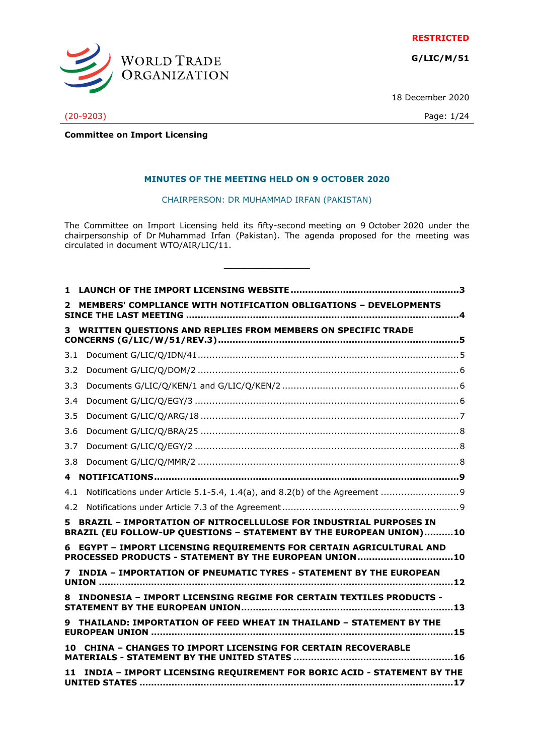RESTRICTED

G/LIC/M/51

18 December 2020

(20-9203)

**Committee on Import Licensing**

## MINUTES OF THE MEETING HELD ON 9 OCTOBER 2020

CHAIRPERSON: DR MUHAMMAD IRFAN (PAKISTAN)

The Committee on Import Licensing held its fifty-second meeting on 9 October 2020 under the chairpersonship of Dr Muhammad Irfan (Pakistan). The agenda proposed for the meeting was circulated in document WTO/AIR/LIC/11.

---

**1 LAUNCH OF THE IMPORT LICENSING WEBSITE ....... 3**

**2 MEMBERS' COMPLIANCE WITH NOTIFICATION OBLIGATIONS – DEVELOPMENTS SINCE THE LAST MEETING ....... 4**

**3 WRITTEN QUESTIONS AND REPLIES FROM MEMBERS ON SPECIFIC TRADE CONCERNS (G/LIC/W/51/REV.3) ....... 5**

3.1 Document G/LIC/Q/IDN/41 ....... 5

3.2 Document G/LIC/Q/DOM/2 ....... 6

3.3 Documents G/LIC/Q/KEN/1 and G/LIC/Q/KEN/2 ....... 6

3.4 Document G/LIC/Q/EGY/3 ....... 6

3.5 Document G/LIC/Q/ARG/18 ....... 7

3.6 Document G/LIC/Q/BRA/25 ....... 8

3.7 Document G/LIC/Q/EGY/2 ....... 8

3.8 Document G/LIC/Q/MMR/2 ....... 8

**4 NOTIFICATIONS ....... 9**

4.1 Notifications under Article 5.1-5.4, 1.4(a), and 8.2(b) of the Agreement ....... 9

4.2 Notifications under Article 7.3 of the Agreement ....... 9

**5 BRAZIL – IMPORTATION OF NITROCELLULOSE FOR INDUSTRIAL PURPOSES IN BRAZIL (EU FOLLOW-UP QUESTIONS – STATEMENT BY THE EUROPEAN UNION) ....... 10**

**6 EGYPT – IMPORT LICENSING REQUIREMENTS FOR CERTAIN AGRICULTURAL AND PROCESSED PRODUCTS - STATEMENT BY THE EUROPEAN UNION ....... 10**

**7 INDIA – IMPORTATION OF PNEUMATIC TYRES - STATEMENT BY THE EUROPEAN UNION ....... 12**

**8 INDONESIA – IMPORT LICENSING REGIME FOR CERTAIN TEXTILES PRODUCTS - STATEMENT BY THE EUROPEAN UNION ....... 13**

**9 THAILAND: IMPORTATION OF FEED WHEAT IN THAILAND – STATEMENT BY THE EUROPEAN UNION ....... 15**

**10 CHINA – CHANGES TO IMPORT LICENSING FOR CERTAIN RECOVERABLE MATERIALS - STATEMENT BY THE UNITED STATES ....... 16**

**11 INDIA – IMPORT LICENSING REQUIREMENT FOR BORIC ACID - STATEMENT BY THE UNITED STATES ....... 17**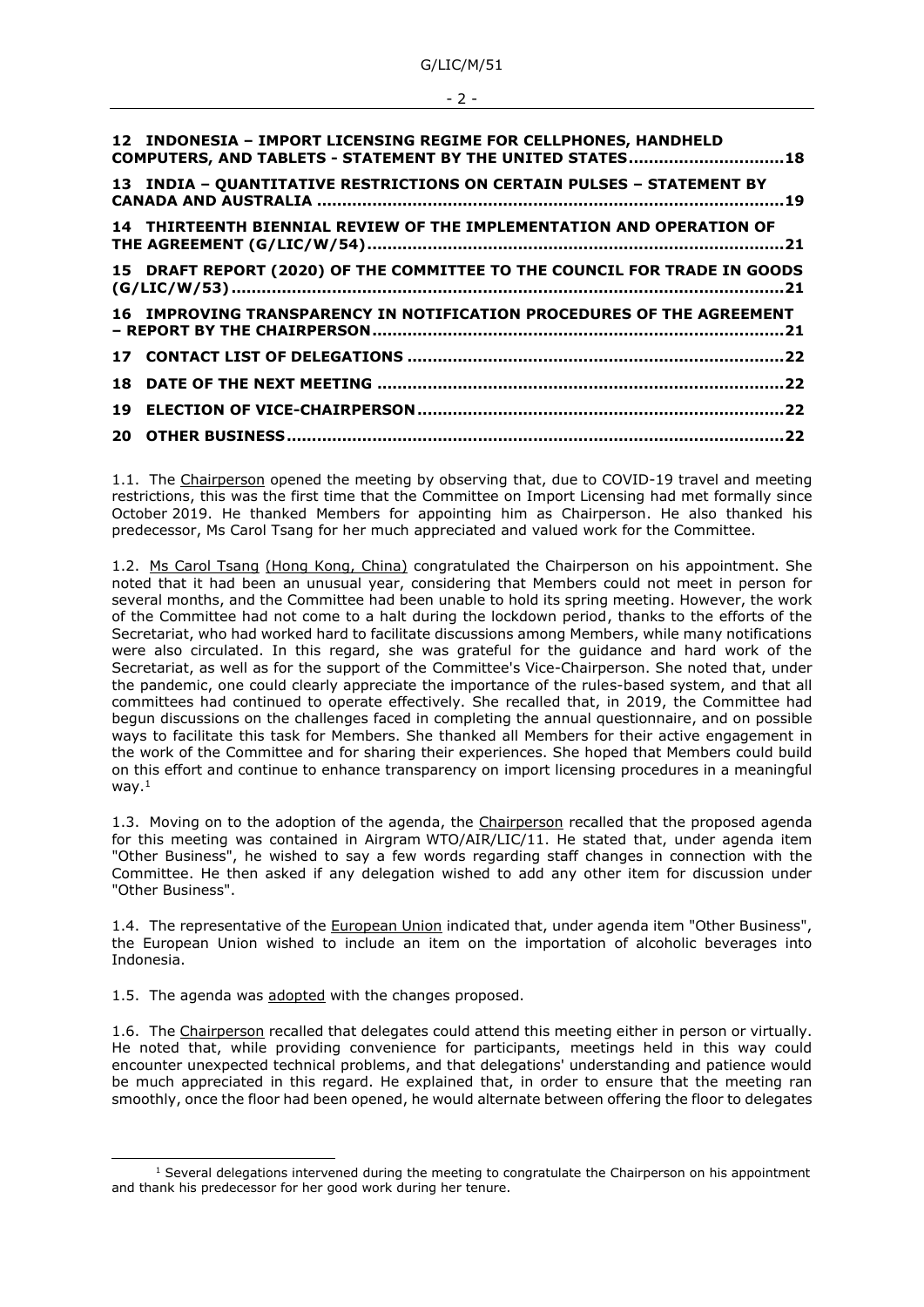**12 INDONESIA – IMPORT LICENSING REGIME FOR CELLPHONES, HANDHELD COMPUTERS, AND TABLETS - STATEMENT BY THE UNITED STATES ..............................18**

**13 INDIA – QUANTITATIVE RESTRICTIONS ON CERTAIN PULSES – STATEMENT BY CANADA AND AUSTRALIA ............................................................................................19**

**14 THIRTEENTH BIENNIAL REVIEW OF THE IMPLEMENTATION AND OPERATION OF THE AGREEMENT (G/LIC/W/54).................................................................................21**

**15 DRAFT REPORT (2020) OF THE COMMITTEE TO THE COUNCIL FOR TRADE IN GOODS (G/LIC/W/53)............................................................................................................21**

**16 IMPROVING TRANSPARENCY IN NOTIFICATION PROCEDURES OF THE AGREEMENT – REPORT BY THE CHAIRPERSON................................................................................21**

**17 CONTACT LIST OF DELEGATIONS .........................................................................22**

**18 DATE OF THE NEXT MEETING ................................................................................22**

**19 ELECTION OF VICE-CHAIRPERSON........................................................................22**

**20 OTHER BUSINESS.................................................................................................22**

1.1. The Chairperson opened the meeting by observing that, due to COVID-19 travel and meeting restrictions, this was the first time that the Committee on Import Licensing had met formally since October 2019. He thanked Members for appointing him as Chairperson. He also thanked his predecessor, Ms Carol Tsang for her much appreciated and valued work for the Committee.

1.2. Ms Carol Tsang (Hong Kong, China) congratulated the Chairperson on his appointment. She noted that it had been an unusual year, considering that Members could not meet in person for several months, and the Committee had been unable to hold its spring meeting. However, the work of the Committee had not come to a halt during the lockdown period, thanks to the efforts of the Secretariat, who had worked hard to facilitate discussions among Members, while many notifications were also circulated. In this regard, she was grateful for the guidance and hard work of the Secretariat, as well as for the support of the Committee's Vice-Chairperson. She noted that, under the pandemic, one could clearly appreciate the importance of the rules-based system, and that all committees had continued to operate effectively. She recalled that, in 2019, the Committee had begun discussions on the challenges faced in completing the annual questionnaire, and on possible ways to facilitate this task for Members. She thanked all Members for their active engagement in the work of the Committee and for sharing their experiences. She hoped that Members could build on this effort and continue to enhance transparency on import licensing procedures in a meaningful way.[1]

1.3. Moving on to the adoption of the agenda, the Chairperson recalled that the proposed agenda for this meeting was contained in Airgram WTO/AIR/LIC/11. He stated that, under agenda item "Other Business", he wished to say a few words regarding staff changes in connection with the Committee. He then asked if any delegation wished to add any other item for discussion under "Other Business".

1.4. The representative of the European Union indicated that, under agenda item "Other Business", the European Union wished to include an item on the importation of alcoholic beverages into Indonesia.

1.5. The agenda was adopted with the changes proposed.

1.6. The Chairperson recalled that delegates could attend this meeting either in person or virtually. He noted that, while providing convenience for participants, meetings held in this way could encounter unexpected technical problems, and that delegations' understanding and patience would be much appreciated in this regard. He explained that, in order to ensure that the meeting ran smoothly, once the floor had been opened, he would alternate between offering the floor to delegates

[1] Several delegations intervened during the meeting to congratulate the Chairperson on his appointment and thank his predecessor for her good work during her tenure.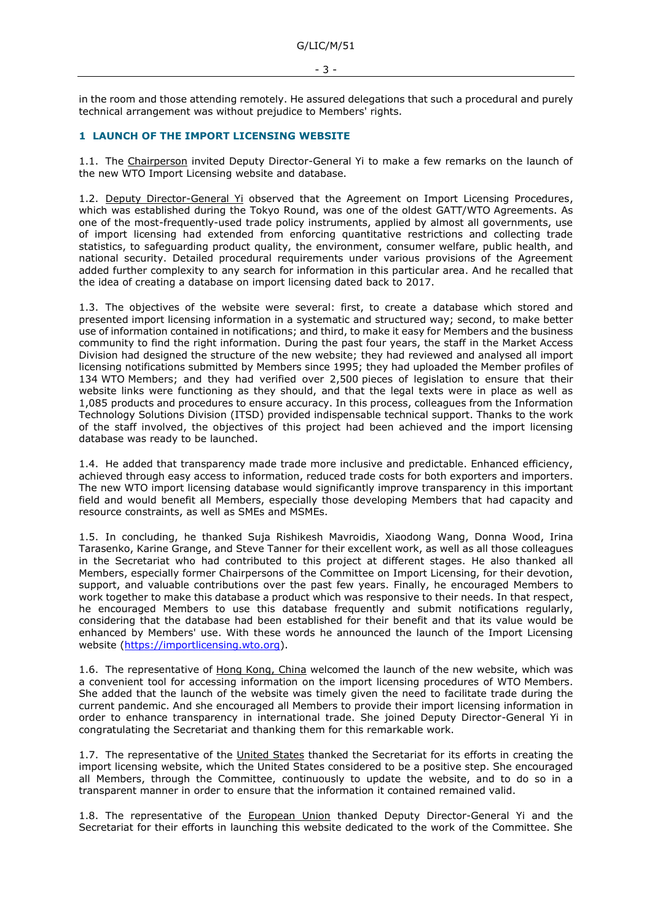in the room and those attending remotely. He assured delegations that such a procedural and purely technical arrangement was without prejudice to Members' rights.

## 1 LAUNCH OF THE IMPORT LICENSING WEBSITE

1.1. The Chairperson invited Deputy Director-General Yi to make a few remarks on the launch of the new WTO Import Licensing website and database.

1.2. Deputy Director-General Yi observed that the Agreement on Import Licensing Procedures, which was established during the Tokyo Round, was one of the oldest GATT/WTO Agreements. As one of the most-frequently-used trade policy instruments, applied by almost all governments, use of import licensing had extended from enforcing quantitative restrictions and collecting trade statistics, to safeguarding product quality, the environment, consumer welfare, public health, and national security. Detailed procedural requirements under various provisions of the Agreement added further complexity to any search for information in this particular area. And he recalled that the idea of creating a database on import licensing dated back to 2017.

1.3. The objectives of the website were several: first, to create a database which stored and presented import licensing information in a systematic and structured way; second, to make better use of information contained in notifications; and third, to make it easy for Members and the business community to find the right information. During the past four years, the staff in the Market Access Division had designed the structure of the new website; they had reviewed and analysed all import licensing notifications submitted by Members since 1995; they had uploaded the Member profiles of 134 WTO Members; and they had verified over 2,500 pieces of legislation to ensure that their website links were functioning as they should, and that the legal texts were in place as well as 1,085 products and procedures to ensure accuracy. In this process, colleagues from the Information Technology Solutions Division (ITSD) provided indispensable technical support. Thanks to the work of the staff involved, the objectives of this project had been achieved and the import licensing database was ready to be launched.

1.4. He added that transparency made trade more inclusive and predictable. Enhanced efficiency, achieved through easy access to information, reduced trade costs for both exporters and importers. The new WTO import licensing database would significantly improve transparency in this important field and would benefit all Members, especially those developing Members that had capacity and resource constraints, as well as SMEs and MSMEs.

1.5. In concluding, he thanked Suja Rishikesh Mavroidis, Xiaodong Wang, Donna Wood, Irina Tarasenko, Karine Grange, and Steve Tanner for their excellent work, as well as all those colleagues in the Secretariat who had contributed to this project at different stages. He also thanked all Members, especially former Chairpersons of the Committee on Import Licensing, for their devotion, support, and valuable contributions over the past few years. Finally, he encouraged Members to work together to make this database a product which was responsive to their needs. In that respect, he encouraged Members to use this database frequently and submit notifications regularly, considering that the database had been established for their benefit and that its value would be enhanced by Members' use. With these words he announced the launch of the Import Licensing website (https://importlicensing.wto.org).

1.6. The representative of Hong Kong, China welcomed the launch of the new website, which was a convenient tool for accessing information on the import licensing procedures of WTO Members. She added that the launch of the website was timely given the need to facilitate trade during the current pandemic. And she encouraged all Members to provide their import licensing information in order to enhance transparency in international trade. She joined Deputy Director-General Yi in congratulating the Secretariat and thanking them for this remarkable work.

1.7. The representative of the United States thanked the Secretariat for its efforts in creating the import licensing website, which the United States considered to be a positive step. She encouraged all Members, through the Committee, continuously to update the website, and to do so in a transparent manner in order to ensure that the information it contained remained valid.

1.8. The representative of the European Union thanked Deputy Director-General Yi and the Secretariat for their efforts in launching this website dedicated to the work of the Committee. She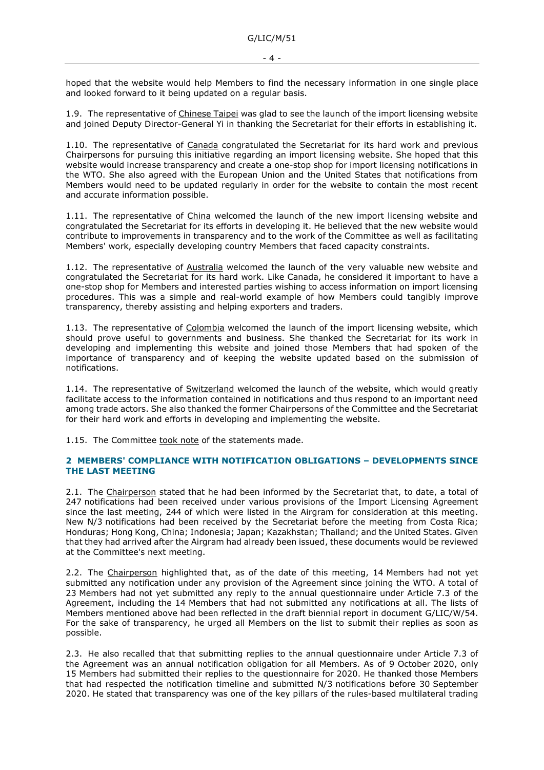hoped that the website would help Members to find the necessary information in one single place and looked forward to it being updated on a regular basis.

1.9. The representative of Chinese Taipei was glad to see the launch of the import licensing website and joined Deputy Director-General Yi in thanking the Secretariat for their efforts in establishing it.

1.10. The representative of Canada congratulated the Secretariat for its hard work and previous Chairpersons for pursuing this initiative regarding an import licensing website. She hoped that this website would increase transparency and create a one-stop shop for import licensing notifications in the WTO. She also agreed with the European Union and the United States that notifications from Members would need to be updated regularly in order for the website to contain the most recent and accurate information possible.

1.11. The representative of China welcomed the launch of the new import licensing website and congratulated the Secretariat for its efforts in developing it. He believed that the new website would contribute to improvements in transparency and to the work of the Committee as well as facilitating Members' work, especially developing country Members that faced capacity constraints.

1.12. The representative of Australia welcomed the launch of the very valuable new website and congratulated the Secretariat for its hard work. Like Canada, he considered it important to have a one-stop shop for Members and interested parties wishing to access information on import licensing procedures. This was a simple and real-world example of how Members could tangibly improve transparency, thereby assisting and helping exporters and traders.

1.13. The representative of Colombia welcomed the launch of the import licensing website, which should prove useful to governments and business. She thanked the Secretariat for its work in developing and implementing this website and joined those Members that had spoken of the importance of transparency and of keeping the website updated based on the submission of notifications.

1.14. The representative of Switzerland welcomed the launch of the website, which would greatly facilitate access to the information contained in notifications and thus respond to an important need among trade actors. She also thanked the former Chairpersons of the Committee and the Secretariat for their hard work and efforts in developing and implementing the website.

1.15. The Committee took note of the statements made.

## 2 MEMBERS' COMPLIANCE WITH NOTIFICATION OBLIGATIONS – DEVELOPMENTS SINCE THE LAST MEETING

2.1. The Chairperson stated that he had been informed by the Secretariat that, to date, a total of 247 notifications had been received under various provisions of the Import Licensing Agreement since the last meeting, 244 of which were listed in the Airgram for consideration at this meeting. New N/3 notifications had been received by the Secretariat before the meeting from Costa Rica; Honduras; Hong Kong, China; Indonesia; Japan; Kazakhstan; Thailand; and the United States. Given that they had arrived after the Airgram had already been issued, these documents would be reviewed at the Committee's next meeting.

2.2. The Chairperson highlighted that, as of the date of this meeting, 14 Members had not yet submitted any notification under any provision of the Agreement since joining the WTO. A total of 23 Members had not yet submitted any reply to the annual questionnaire under Article 7.3 of the Agreement, including the 14 Members that had not submitted any notifications at all. The lists of Members mentioned above had been reflected in the draft biennial report in document G/LIC/W/54. For the sake of transparency, he urged all Members on the list to submit their replies as soon as possible.

2.3. He also recalled that that submitting replies to the annual questionnaire under Article 7.3 of the Agreement was an annual notification obligation for all Members. As of 9 October 2020, only 15 Members had submitted their replies to the questionnaire for 2020. He thanked those Members that had respected the notification timeline and submitted N/3 notifications before 30 September 2020. He stated that transparency was one of the key pillars of the rules-based multilateral trading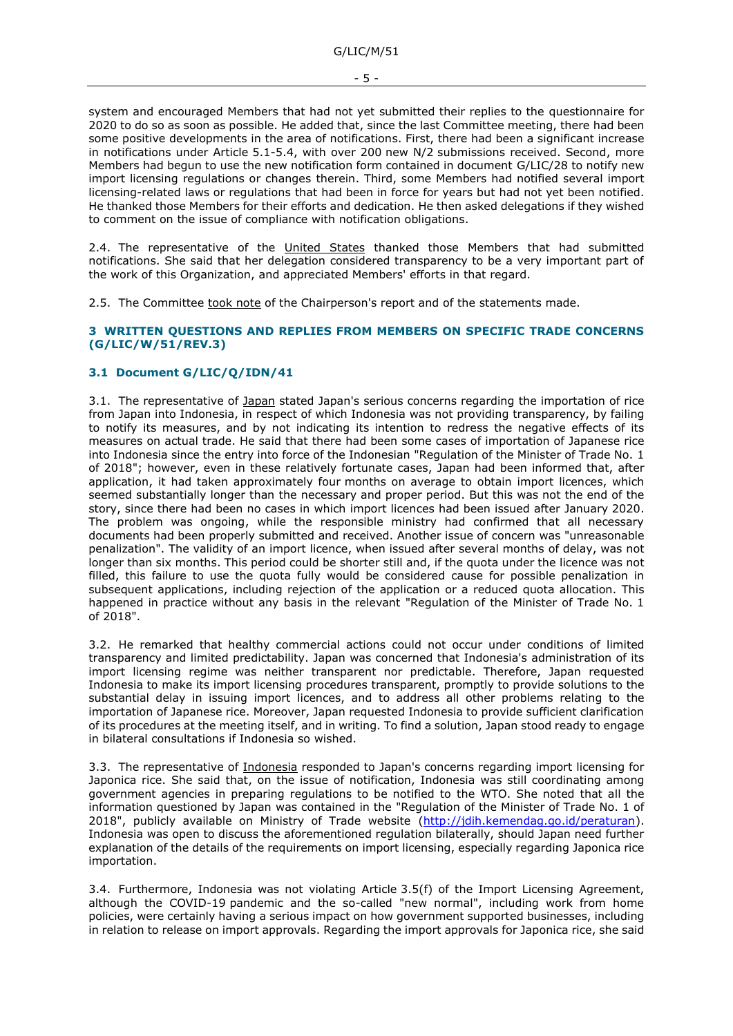system and encouraged Members that had not yet submitted their replies to the questionnaire for 2020 to do so as soon as possible. He added that, since the last Committee meeting, there had been some positive developments in the area of notifications. First, there had been a significant increase in notifications under Article 5.1-5.4, with over 200 new N/2 submissions received. Second, more Members had begun to use the new notification form contained in document G/LIC/28 to notify new import licensing regulations or changes therein. Third, some Members had notified several import licensing-related laws or regulations that had been in force for years but had not yet been notified. He thanked those Members for their efforts and dedication. He then asked delegations if they wished to comment on the issue of compliance with notification obligations.

2.4. The representative of United States thanked those Members that had submitted notifications. She said that her delegation considered transparency to be a very important part of the work of this Organization, and appreciated Members' efforts in that regard.

2.5. The Committee took note of the Chairperson's report and of the statements made.

## 3 WRITTEN QUESTIONS AND REPLIES FROM MEMBERS ON SPECIFIC TRADE CONCERNS (G/LIC/W/51/REV.3)

### 3.1 Document G/LIC/Q/IDN/41

3.1. The representative of Japan stated Japan's serious concerns regarding the importation of rice from Japan into Indonesia, in respect of which Indonesia was not providing transparency, by failing to notify its measures, and by not indicating its intention to redress the negative effects of its measures on actual trade. He said that there had been some cases of importation of Japanese rice into Indonesia since the entry into force of the Indonesian "Regulation of the Minister of Trade No. 1 of 2018"; however, even in these relatively fortunate cases, Japan had been informed that, after application, it had taken approximately four months on average to obtain import licences, which seemed substantially longer than the necessary and proper period. But this was not the end of the story, since there had been no cases in which import licences had been issued after January 2020. The problem was ongoing, while the responsible ministry had confirmed that all necessary documents had been properly submitted and received. Another issue of concern was "unreasonable penalization". The validity of an import licence, when issued after several months of delay, was not longer than six months. This period could be shorter still and, if the quota under the licence was not filled, this failure to use the quota fully would be considered cause for possible penalization in subsequent applications, including rejection of the application or a reduced quota allocation. This happened in practice without any basis in the relevant "Regulation of the Minister of Trade No. 1 of 2018".

3.2. He remarked that healthy commercial actions could not occur under conditions of limited transparency and limited predictability. Japan was concerned that Indonesia's administration of its import licensing regime was neither transparent nor predictable. Therefore, Japan requested Indonesia to make its import licensing procedures transparent, promptly to provide solutions to the substantial delay in issuing import licences, and to address all other problems relating to the importation of Japanese rice. Moreover, Japan requested Indonesia to provide sufficient clarification of its procedures at the meeting itself, and in writing. To find a solution, Japan stood ready to engage in bilateral consultations if Indonesia so wished.

3.3. The representative of Indonesia responded to Japan's concerns regarding import licensing for Japonica rice. She said that, on the issue of notification, Indonesia was still coordinating among government agencies in preparing regulations to be notified to the WTO. She noted that all the information questioned by Japan was contained in the "Regulation of the Minister of Trade No. 1 of 2018", publicly available on Ministry of Trade website (http://jdih.kemendag.go.id/peraturan). Indonesia was open to discuss the aforementioned regulation bilaterally, should Japan need further explanation of the details of the requirements on import licensing, especially regarding Japonica rice importation.

3.4. Furthermore, Indonesia was not violating Article 3.5(f) of the Import Licensing Agreement, although the COVID-19 pandemic and the so-called "new normal", including work from home policies, were certainly having a serious impact on how government supported businesses, including in relation to release on import approvals. Regarding the import approvals for Japonica rice, she said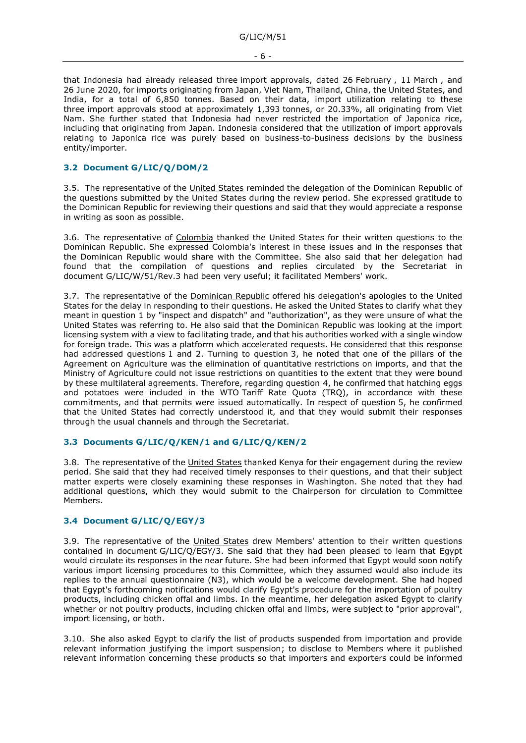that Indonesia had already released three import approvals, dated 26 February , 11 March , and 26 June 2020, for imports originating from Japan, Viet Nam, Thailand, China, the United States, and India, for a total of 6,850 tonnes. Based on their data, import utilization relating to these three import approvals stood at approximately 1,393 tonnes, or 20.33%, all originating from Viet Nam. She further stated that Indonesia had never restricted the importation of Japonica rice, including that originating from Japan. Indonesia considered that the utilization of import approvals relating to Japonica rice was purely based on business-to-business decisions by the business entity/importer.

### 3.2 Document G/LIC/Q/DOM/2

3.5. The representative of the United States reminded the delegation of the Dominican Republic of the questions submitted by the United States during the review period. She expressed gratitude to the Dominican Republic for reviewing their questions and said that they would appreciate a response in writing as soon as possible.

3.6. The representative of Colombia thanked the United States for their written questions to the Dominican Republic. She expressed Colombia's interest in these issues and in the responses that the Dominican Republic would share with the Committee. She also said that her delegation had found that the compilation of questions and replies circulated by the Secretariat in document G/LIC/W/51/Rev.3 had been very useful; it facilitated Members' work.

3.7. The representative of the Dominican Republic offered his delegation's apologies to the United States for the delay in responding to their questions. He asked the United States to clarify what they meant in question 1 by "inspect and dispatch" and "authorization", as they were unsure of what the United States was referring to. He also said that the Dominican Republic was looking at the import licensing system with a view to facilitating trade, and that his authorities worked with a single window for foreign trade. This was a platform which accelerated requests. He considered that this response had addressed questions 1 and 2. Turning to question 3, he noted that one of the pillars of the Agreement on Agriculture was the elimination of quantitative restrictions on imports, and that the Ministry of Agriculture could not issue restrictions on quantities to the extent that they were bound by these multilateral agreements. Therefore, regarding question 4, he confirmed that hatching eggs and potatoes were included in the WTO Tariff Rate Quota (TRQ), in accordance with these commitments, and that permits were issued automatically. In respect of question 5, he confirmed that the United States had correctly understood it, and that they would submit their responses through the usual channels and through the Secretariat.

### 3.3 Documents G/LIC/Q/KEN/1 and G/LIC/Q/KEN/2

3.8. The representative of the United States thanked Kenya for their engagement during the review period. She said that they had received timely responses to their questions, and that their subject matter experts were closely examining these responses in Washington. She noted that they had additional questions, which they would submit to the Chairperson for circulation to Committee Members.

### 3.4 Document G/LIC/Q/EGY/3

3.9. The representative of the United States drew Members' attention to their written questions contained in document G/LIC/Q/EGY/3. She said that they had been pleased to learn that Egypt would circulate its responses in the near future. She had been informed that Egypt would soon notify various import licensing procedures to this Committee, which they assumed would also include its replies to the annual questionnaire (N3), which would be a welcome development. She had hoped that Egypt's forthcoming notifications would clarify Egypt's procedure for the importation of poultry products, including chicken offal and limbs. In the meantime, her delegation asked Egypt to clarify whether or not poultry products, including chicken offal and limbs, were subject to "prior approval", import licensing, or both.

3.10. She also asked Egypt to clarify the list of products suspended from importation and provide relevant information justifying the import suspension; to disclose to Members where it published relevant information concerning these products so that importers and exporters could be informed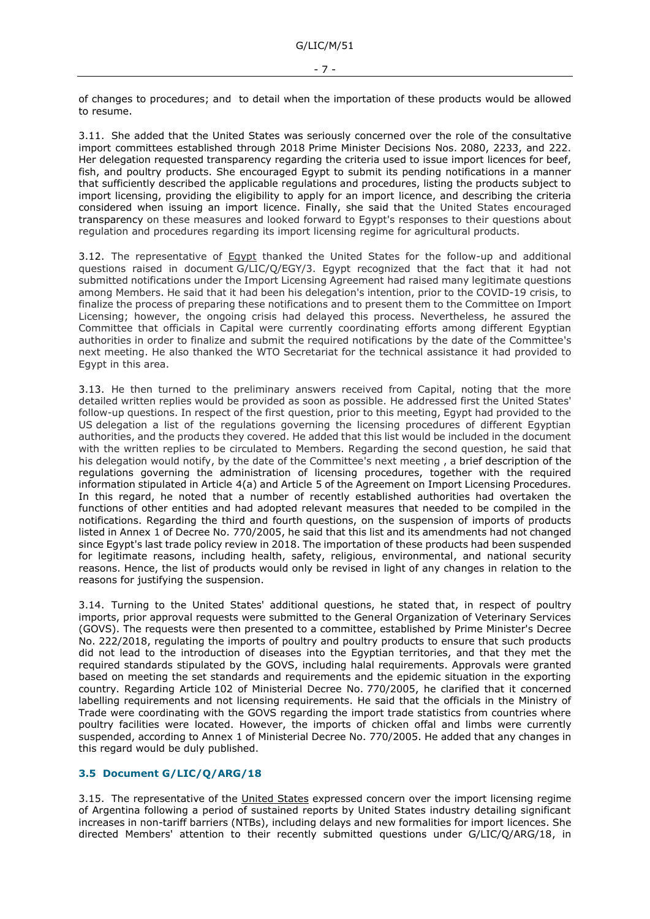of changes to procedures; and to detail when the importation of these products would be allowed to resume.

3.11. She added that the United States was seriously concerned over the role of the consultative import committees established through 2018 Prime Minister Decisions Nos. 2080, 2233, and 222. Her delegation requested transparency regarding the criteria used to issue import licences for beef, fish, and poultry products. She encouraged Egypt to submit its pending notifications in a manner that sufficiently described the applicable regulations and procedures, listing the products subject to import licensing, providing the eligibility to apply for an import licence, and describing the criteria considered when issuing an import licence. Finally, she said that the United States encouraged transparency on these measures and looked forward to Egypt's responses to their questions about regulation and procedures regarding its import licensing regime for agricultural products.

3.12. The representative of Egypt thanked the United States for the follow-up and additional questions raised in document G/LIC/Q/EGY/3. Egypt recognized that the fact that it had not submitted notifications under the Import Licensing Agreement had raised many legitimate questions among Members. He said that it had been his delegation's intention, prior to the COVID-19 crisis, to finalize the process of preparing these notifications and to present them to the Committee on Import Licensing; however, the ongoing crisis had delayed this process. Nevertheless, he assured the Committee that officials in Capital were currently coordinating efforts among different Egyptian authorities in order to finalize and submit the required notifications by the date of the Committee's next meeting. He also thanked the WTO Secretariat for the technical assistance it had provided to Egypt in this area.

3.13. He then turned to the preliminary answers received from Capital, noting that the more detailed written replies would be provided as soon as possible. He addressed first the United States' follow-up questions. In respect of the first question, prior to this meeting, Egypt had provided to the US delegation a list of the regulations governing the licensing procedures of different Egyptian authorities, and the products they covered. He added that this list would be included in the document with the written replies to be circulated to Members. Regarding the second question, he said that his delegation would notify, by the date of the Committee's next meeting , a brief description of the regulations governing the administration of licensing procedures, together with the required information stipulated in Article 4(a) and Article 5 of the Agreement on Import Licensing Procedures. In this regard, he noted that a number of recently established authorities had overtaken the functions of other entities and had adopted relevant measures that needed to be compiled in the notifications. Regarding the third and fourth questions, on the suspension of imports of products listed in Annex 1 of Decree No. 770/2005, he said that this list and its amendments had not changed since Egypt's last trade policy review in 2018. The importation of these products had been suspended for legitimate reasons, including health, safety, religious, environmental, and national security reasons. Hence, the list of products would only be revised in light of any changes in relation to the reasons for justifying the suspension.

3.14. Turning to the United States' additional questions, he stated that, in respect of poultry imports, prior approval requests were submitted to the General Organization of Veterinary Services (GOVS). The requests were then presented to a committee, established by Prime Minister's Decree No. 222/2018, regulating the imports of poultry and poultry products to ensure that such products did not lead to the introduction of diseases into the Egyptian territories, and that they met the required standards stipulated by the GOVS, including halal requirements. Approvals were granted based on meeting the set standards and requirements and the epidemic situation in the exporting country. Regarding Article 102 of Ministerial Decree No. 770/2005, he clarified that it concerned labelling requirements and not licensing requirements. He said that the officials in the Ministry of Trade were coordinating with the GOVS regarding the import trade statistics from countries where poultry facilities were located. However, the imports of chicken offal and limbs were currently suspended, according to Annex 1 of Ministerial Decree No. 770/2005. He added that any changes in this regard would be duly published.

### 3.5 Document G/LIC/Q/ARG/18

3.15. The representative of the United States expressed concern over the import licensing regime of Argentina following a period of sustained reports by United States industry detailing significant increases in non-tariff barriers (NTBs), including delays and new formalities for import licences. She directed Members' attention to their recently submitted questions under G/LIC/Q/ARG/18, in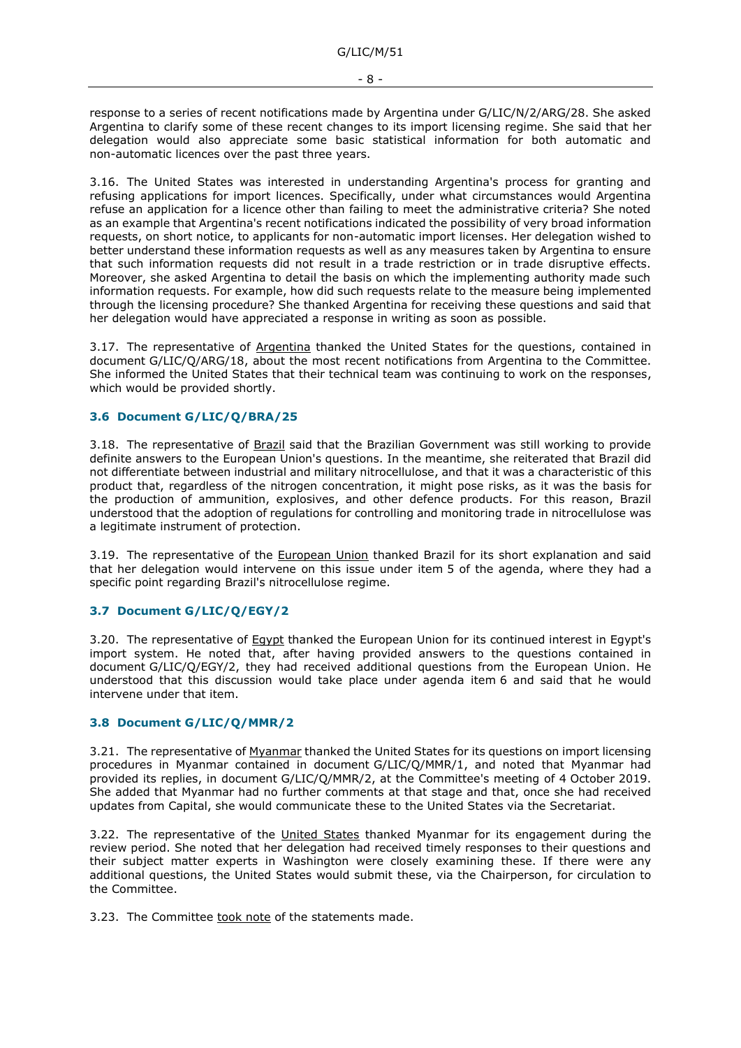response to a series of recent notifications made by Argentina under G/LIC/N/2/ARG/28. She asked Argentina to clarify some of these recent changes to its import licensing regime. She said that her delegation would also appreciate some basic statistical information for both automatic and non-automatic licences over the past three years.

3.16. The United States was interested in understanding Argentina's process for granting and refusing applications for import licences. Specifically, under what circumstances would Argentina refuse an application for a licence other than failing to meet the administrative criteria? She noted as an example that Argentina's recent notifications indicated the possibility of very broad information requests, on short notice, to applicants for non-automatic import licenses. Her delegation wished to better understand these information requests as well as any measures taken by Argentina to ensure that such information requests did not result in a trade restriction or in trade disruptive effects. Moreover, she asked Argentina to detail the basis on which the implementing authority made such information requests. For example, how did such requests relate to the measure being implemented through the licensing procedure? She thanked Argentina for receiving these questions and said that her delegation would have appreciated a response in writing as soon as possible.

3.17. The representative of Argentina thanked the United States for the questions, contained in document G/LIC/Q/ARG/18, about the most recent notifications from Argentina to the Committee. She informed the United States that their technical team was continuing to work on the responses, which would be provided shortly.

### 3.6 Document G/LIC/Q/BRA/25

3.18. The representative of Brazil said that the Brazilian Government was still working to provide definite answers to the European Union's questions. In the meantime, she reiterated that Brazil did not differentiate between industrial and military nitrocellulose, and that it was a characteristic of this product that, regardless of the nitrogen concentration, it might pose risks, as it was the basis for the production of ammunition, explosives, and other defence products. For this reason, Brazil understood that the adoption of regulations for controlling and monitoring trade in nitrocellulose was a legitimate instrument of protection.

3.19. The representative of the European Union thanked Brazil for its short explanation and said that her delegation would intervene on this issue under item 5 of the agenda, where they had a specific point regarding Brazil's nitrocellulose regime.

### 3.7 Document G/LIC/Q/EGY/2

3.20. The representative of Egypt thanked the European Union for its continued interest in Egypt's import system. He noted that, after having provided answers to the questions contained in document G/LIC/Q/EGY/2, they had received additional questions from the European Union. He understood that this discussion would take place under agenda item 6 and said that he would intervene under that item.

### 3.8 Document G/LIC/Q/MMR/2

3.21. The representative of Myanmar thanked the United States for its questions on import licensing procedures in Myanmar contained in document G/LIC/Q/MMR/1, and noted that Myanmar had provided its replies, in document G/LIC/Q/MMR/2, at the Committee's meeting of 4 October 2019. She added that Myanmar had no further comments at that stage and that, once she had received updates from Capital, she would communicate these to the United States via the Secretariat.

3.22. The representative of the United States thanked Myanmar for its engagement during the review period. She noted that her delegation had received timely responses to their questions and their subject matter experts in Washington were closely examining these. If there were any additional questions, the United States would submit these, via the Chairperson, for circulation to the Committee.

3.23. The Committee took note of the statements made.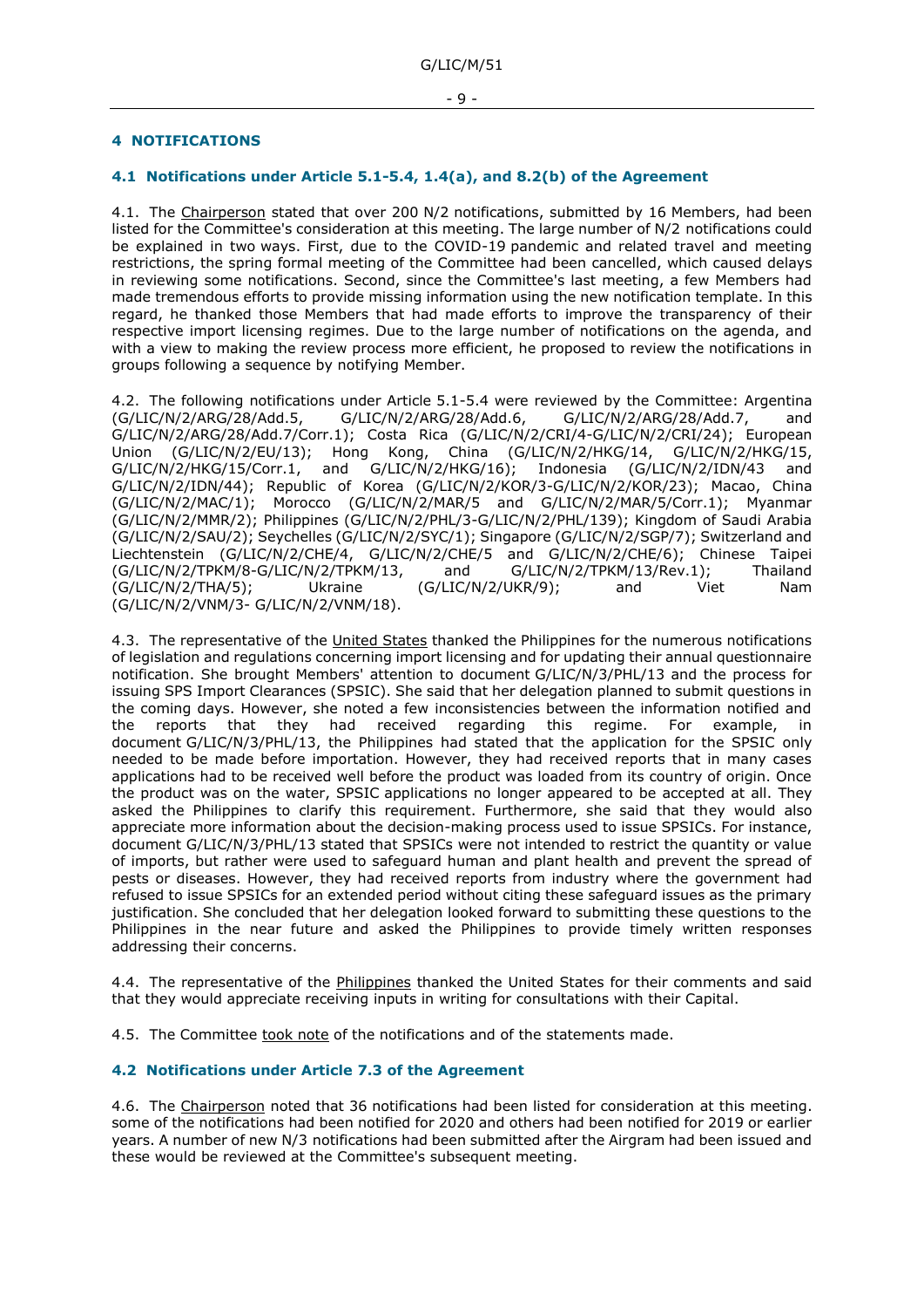## 4 NOTIFICATIONS

### 4.1 Notifications under Article 5.1-5.4, 1.4(a), and 8.2(b) of the Agreement

4.1. The Chairperson stated that over 200 N/2 notifications, submitted by 16 Members, had been listed for the Committee's consideration at this meeting. The large number of N/2 notifications could be explained in two ways. First, due to the COVID-19 pandemic and related travel and meeting restrictions, the spring formal meeting of the Committee had been cancelled, which caused delays in reviewing some notifications. Second, since the Committee's last meeting, a few Members had made tremendous efforts to provide missing information using the new notification template. In this regard, he thanked those Members that had made efforts to improve the transparency of their respective import licensing regimes. Due to the large number of notifications on the agenda, and with a view to making the review process more efficient, he proposed to review the notifications in groups following a sequence by notifying Member.

4.2. The following notifications under Article 5.1-5.4 were reviewed by the Committee: Argentina (G/LIC/N/2/ARG/28/Add.5, G/LIC/N/2/ARG/28/Add.6, G/LIC/N/2/ARG/28/Add.7, and G/LIC/N/2/ARG/28/Add.7/Corr.1); Costa Rica (G/LIC/N/2/CRI/4-G/LIC/N/2/CRI/24); European Union (G/LIC/N/2/EU/13); Hong Kong, China (G/LIC/N/2/HKG/14, G/LIC/N/2/HKG/15, G/LIC/N/2/HKG/15/Corr.1, and G/LIC/N/2/HKG/16); Indonesia (G/LIC/N/2/IDN/43 and G/LIC/N/2/IDN/44); Republic of Korea (G/LIC/N/2/KOR/3-G/LIC/N/2/KOR/23); Macao, China (G/LIC/N/2/MAC/1); Morocco (G/LIC/N/2/MAR/5 and G/LIC/N/2/MAR/5/Corr.1); Myanmar (G/LIC/N/2/MMR/2); Philippines (G/LIC/N/2/PHL/3-G/LIC/N/2/PHL/139); Kingdom of Saudi Arabia (G/LIC/N/2/SAU/2); Seychelles (G/LIC/N/2/SYC/1); Singapore (G/LIC/N/2/SGP/7); Switzerland and Liechtenstein (G/LIC/N/2/CHE/4, G/LIC/N/2/CHE/5 and G/LIC/N/2/CHE/6); Chinese Taipei (G/LIC/N/2/TPKM/8-G/LIC/N/2/TPKM/13, and G/LIC/N/2/TPKM/13/Rev.1); Thailand (G/LIC/N/2/THA/5); Ukraine (G/LIC/N/2/UKR/9); and Viet Nam (G/LIC/N/2/VNM/3- G/LIC/N/2/VNM/18).

4.3. The representative of the United States thanked the Philippines for the numerous notifications of legislation and regulations concerning import licensing and for updating their annual questionnaire notification. She brought Members' attention to document G/LIC/N/3/PHL/13 and the process for issuing SPS Import Clearances (SPSIC). She said that her delegation planned to submit questions in the coming days. However, she noted a few inconsistencies between the information notified and the reports that they had received regarding this regime. For example, in document G/LIC/N/3/PHL/13, the Philippines had stated that the application for the SPSIC only needed to be made before importation. However, they had received reports that in many cases applications had to be received well before the product was loaded from its country of origin. Once the product was on the water, SPSIC applications no longer appeared to be accepted at all. They asked the Philippines to clarify this requirement. Furthermore, she said that they would also appreciate more information about the decision-making process used to issue SPSICs. For instance, document G/LIC/N/3/PHL/13 stated that SPSICs were not intended to restrict the quantity or value of imports, but rather were used to safeguard human and plant health and prevent the spread of pests or diseases. However, they had received reports from industry where the government had refused to issue SPSICs for an extended period without citing these safeguard issues as the primary justification. She concluded that her delegation looked forward to submitting these questions to the Philippines in the near future and asked the Philippines to provide timely written responses addressing their concerns.

4.4. The representative of the Philippines thanked the United States for their comments and said that they would appreciate receiving inputs in writing for consultations with their Capital.

4.5. The Committee took note of the notifications and of the statements made.

### 4.2 Notifications under Article 7.3 of the Agreement

4.6. The Chairperson noted that 36 notifications had been listed for consideration at this meeting. some of the notifications had been notified for 2020 and others had been notified for 2019 or earlier years. A number of new N/3 notifications had been submitted after the Airgram had been issued and these would be reviewed at the Committee's subsequent meeting.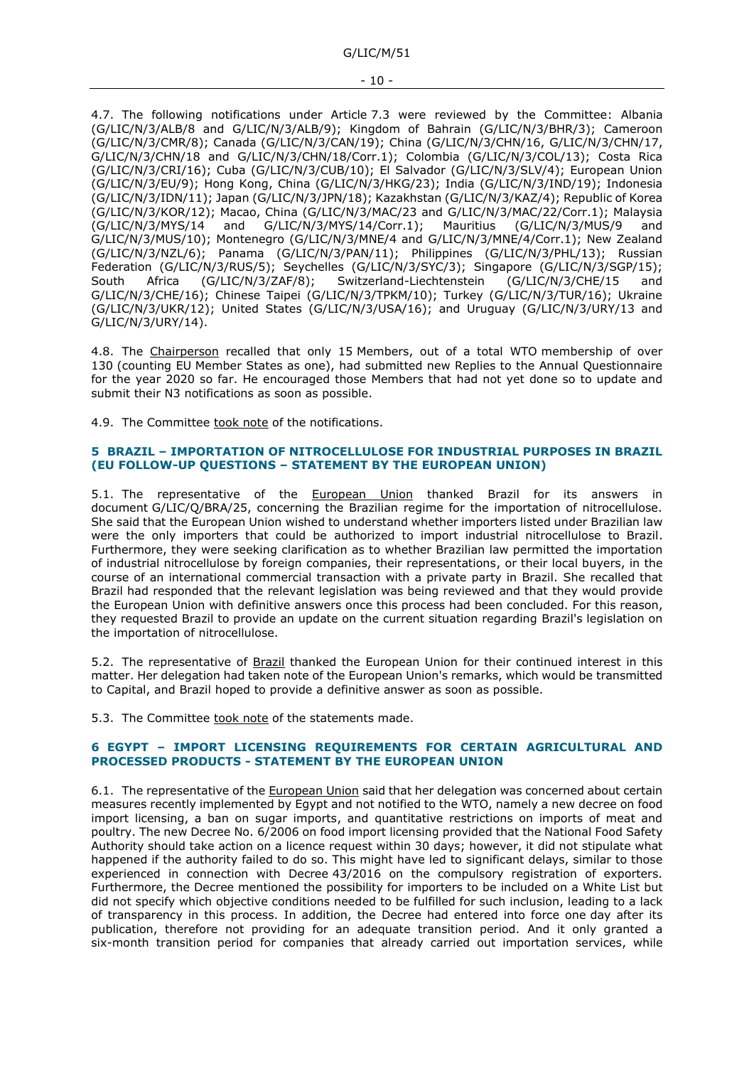4.7. The following notifications under Article 7.3 were reviewed by the Committee: Albania (G/LIC/N/3/ALB/8 and G/LIC/N/3/ALB/9); Kingdom of Bahrain (G/LIC/N/3/BHR/3); Cameroon (G/LIC/N/3/CMR/8); Canada (G/LIC/N/3/CAN/19); China (G/LIC/N/3/CHN/16, G/LIC/N/3/CHN/17, G/LIC/N/3/CHN/18 and G/LIC/N/3/CHN/18/Corr.1); Colombia (G/LIC/N/3/COL/13); Costa Rica (G/LIC/N/3/CRI/16); Cuba (G/LIC/N/3/CUB/10); El Salvador (G/LIC/N/3/SLV/4); European Union (G/LIC/N/3/EU/9); Hong Kong, China (G/LIC/N/3/HKG/23); India (G/LIC/N/3/IND/19); Indonesia (G/LIC/N/3/IDN/11); Japan (G/LIC/N/3/JPN/18); Kazakhstan (G/LIC/N/3/KAZ/4); Republic of Korea (G/LIC/N/3/KOR/12); Macao, China (G/LIC/N/3/MAC/23 and G/LIC/N/3/MAC/22/Corr.1); Malaysia (G/LIC/N/3/MYS/14 and G/LIC/N/3/MYS/14/Corr.1); Mauritius (G/LIC/N/3/MUS/9 and G/LIC/N/3/MUS/10); Montenegro (G/LIC/N/3/MNE/4 and G/LIC/N/3/MNE/4/Corr.1); New Zealand (G/LIC/N/3/NZL/6); Panama (G/LIC/N/3/PAN/11); Philippines (G/LIC/N/3/PHL/13); Russian Federation (G/LIC/N/3/RUS/5); Seychelles (G/LIC/N/3/SYC/3); Singapore (G/LIC/N/3/SGP/15); South Africa (G/LIC/N/3/ZAF/8); Switzerland-Liechtenstein (G/LIC/N/3/CHE/15 and G/LIC/N/3/CHE/16); Chinese Taipei (G/LIC/N/3/TPKM/10); Turkey (G/LIC/N/3/TUR/16); Ukraine (G/LIC/N/3/UKR/12); United States (G/LIC/N/3/USA/16); and Uruguay (G/LIC/N/3/URY/13 and G/LIC/N/3/URY/14).

4.8. The Chairperson recalled that only 15 Members, out of a total WTO membership of over 130 (counting EU Member States as one), had submitted new Replies to the Annual Questionnaire for the year 2020 so far. He encouraged those Members that had not yet done so to update and submit their N3 notifications as soon as possible.

4.9. The Committee took note of the notifications.

## 5 BRAZIL – IMPORTATION OF NITROCELLULOSE FOR INDUSTRIAL PURPOSES IN BRAZIL (EU FOLLOW-UP QUESTIONS – STATEMENT BY THE EUROPEAN UNION)

5.1. The representative of the European Union thanked Brazil for its answers in document G/LIC/Q/BRA/25, concerning the Brazilian regime for the importation of nitrocellulose. She said that the European Union wished to understand whether importers listed under Brazilian law were the only importers that could be authorized to import industrial nitrocellulose to Brazil. Furthermore, they were seeking clarification as to whether Brazilian law permitted the importation of industrial nitrocellulose by foreign companies, their representations, or their local buyers, in the course of an international commercial transaction with a private party in Brazil. She recalled that Brazil had responded that the relevant legislation was being reviewed and that they would provide the European Union with definitive answers once this process had been concluded. For this reason, they requested Brazil to provide an update on the current situation regarding Brazil's legislation on the importation of nitrocellulose.

5.2. The representative of Brazil thanked the European Union for their continued interest in this matter. Her delegation had taken note of the European Union's remarks, which would be transmitted to Capital, and Brazil hoped to provide a definitive answer as soon as possible.

5.3. The Committee took note of the statements made.

## 6 EGYPT – IMPORT LICENSING REQUIREMENTS FOR CERTAIN AGRICULTURAL AND PROCESSED PRODUCTS - STATEMENT BY THE EUROPEAN UNION

6.1. The representative of the European Union said that her delegation was concerned about certain measures recently implemented by Egypt and not notified to the WTO, namely a new decree on food import licensing, a ban on sugar imports, and quantitative restrictions on imports of meat and poultry. The new Decree No. 6/2006 on food import licensing provided that the National Food Safety Authority should take action on a licence request within 30 days; however, it did not stipulate what happened if the authority failed to do so. This might have led to significant delays, similar to those experienced in connection with Decree 43/2016 on the compulsory registration of exporters. Furthermore, the Decree mentioned the possibility for importers to be included on a White List but did not specify which objective conditions needed to be fulfilled for such inclusion, leading to a lack of transparency in this process. In addition, the Decree had entered into force one day after its publication, therefore not providing for an adequate transition period. And it only granted a six-month transition period for companies that already carried out importation services, while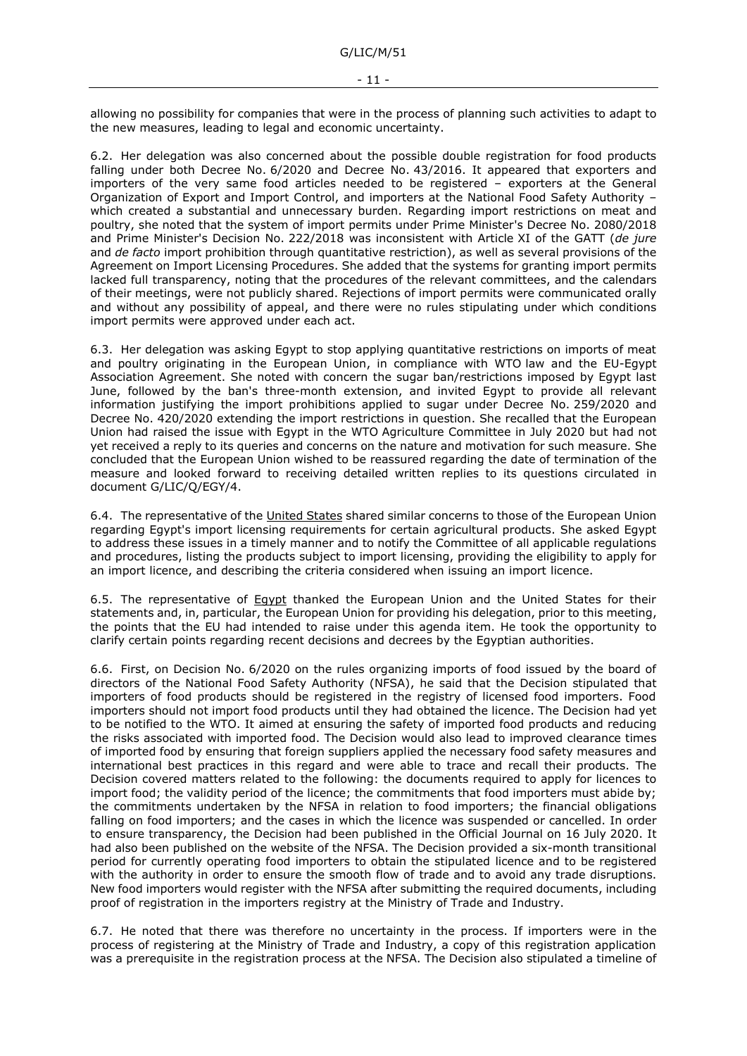allowing no possibility for companies that were in the process of planning such activities to adapt to the new measures, leading to legal and economic uncertainty.

6.2. Her delegation was also concerned about the possible double registration for food products falling under both Decree No. 6/2020 and Decree No. 43/2016. It appeared that exporters and importers of the very same food articles needed to be registered – exporters at the General Organization of Export and Import Control, and importers at the National Food Safety Authority – which created a substantial and unnecessary burden. Regarding import restrictions on meat and poultry, she noted that the system of import permits under Prime Minister's Decree No. 2080/2018 and Prime Minister's Decision No. 222/2018 was inconsistent with Article XI of the GATT (*de jure* and *de facto* import prohibition through quantitative restriction), as well as several provisions of the Agreement on Import Licensing Procedures. She added that the systems for granting import permits lacked full transparency, noting that the procedures of the relevant committees, and the calendars of their meetings, were not publicly shared. Rejections of import permits were communicated orally and without any possibility of appeal, and there were no rules stipulating under which conditions import permits were approved under each act.

6.3. Her delegation was asking Egypt to stop applying quantitative restrictions on imports of meat and poultry originating in the European Union, in compliance with WTO law and the EU-Egypt Association Agreement. She noted with concern the sugar ban/restrictions imposed by Egypt last June, followed by the ban's three-month extension, and invited Egypt to provide all relevant information justifying the import prohibitions applied to sugar under Decree No. 259/2020 and Decree No. 420/2020 extending the import restrictions in question. She recalled that the European Union had raised the issue with Egypt in the WTO Agriculture Committee in July 2020 but had not yet received a reply to its queries and concerns on the nature and motivation for such measure. She concluded that the European Union wished to be reassured regarding the date of termination of the measure and looked forward to receiving detailed written replies to its questions circulated in document G/LIC/Q/EGY/4.

6.4. The representative of the United States shared similar concerns to those of the European Union regarding Egypt's import licensing requirements for certain agricultural products. She asked Egypt to address these issues in a timely manner and to notify the Committee of all applicable regulations and procedures, listing the products subject to import licensing, providing the eligibility to apply for an import licence, and describing the criteria considered when issuing an import licence.

6.5. The representative of Egypt thanked the European Union and the United States for their statements and, in, particular, the European Union for providing his delegation, prior to this meeting, the points that the EU had intended to raise under this agenda item. He took the opportunity to clarify certain points regarding recent decisions and decrees by the Egyptian authorities.

6.6. First, on Decision No. 6/2020 on the rules organizing imports of food issued by the board of directors of the National Food Safety Authority (NFSA), he said that the Decision stipulated that importers of food products should be registered in the registry of licensed food importers. Food importers should not import food products until they had obtained the licence. The Decision had yet to be notified to the WTO. It aimed at ensuring the safety of imported food products and reducing the risks associated with imported food. The Decision would also lead to improved clearance times of imported food by ensuring that foreign suppliers applied the necessary food safety measures and international best practices in this regard and were able to trace and recall their products. The Decision covered matters related to the following: the documents required to apply for licences to import food; the validity period of the licence; the commitments that food importers must abide by; the commitments undertaken by the NFSA in relation to food importers; the financial obligations falling on food importers; and the cases in which the licence was suspended or cancelled. In order to ensure transparency, the Decision had been published in the Official Journal on 16 July 2020. It had also been published on the website of the NFSA. The Decision provided a six-month transitional period for currently operating food importers to obtain the stipulated licence and to be registered with the authority in order to ensure the smooth flow of trade and to avoid any trade disruptions. New food importers would register with the NFSA after submitting the required documents, including proof of registration in the importers registry at the Ministry of Trade and Industry.

6.7. He noted that there was therefore no uncertainty in the process. If importers were in the process of registering at the Ministry of Trade and Industry, a copy of this registration application was a prerequisite in the registration process at the NFSA. The Decision also stipulated a timeline of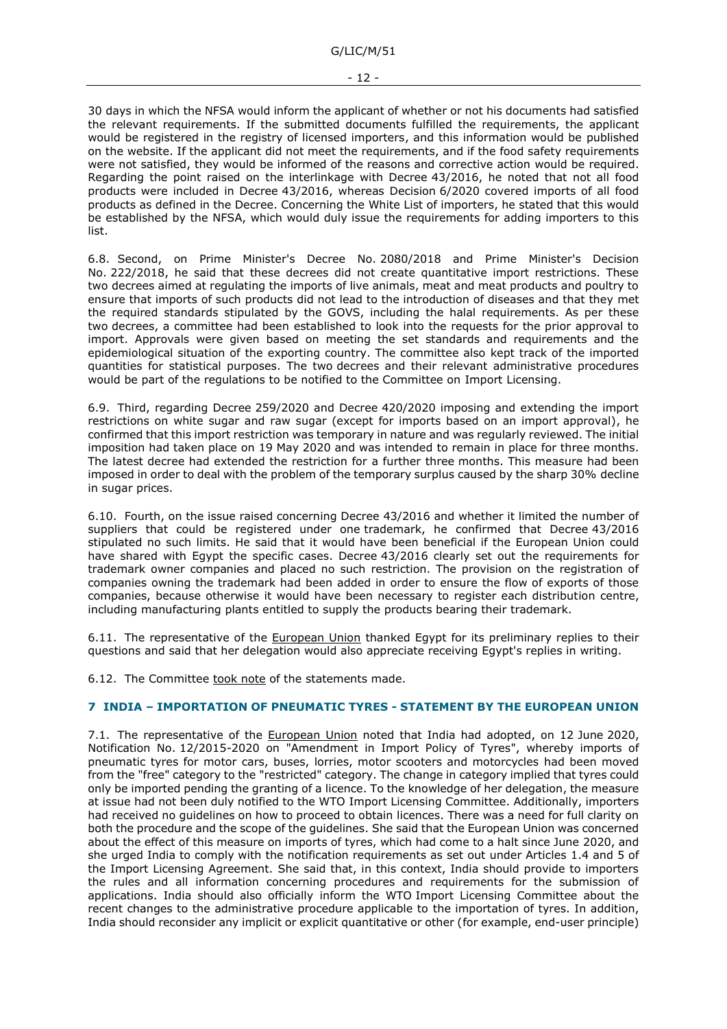30 days in which the NFSA would inform the applicant of whether or not his documents had satisfied the relevant requirements. If the submitted documents fulfilled the requirements, the applicant would be registered in the registry of licensed importers, and this information would be published on the website. If the applicant did not meet the requirements, and if the food safety requirements were not satisfied, they would be informed of the reasons and corrective action would be required. Regarding the point raised on the interlinkage with Decree 43/2016, he noted that not all food products were included in Decree 43/2016, whereas Decision 6/2020 covered imports of all food products as defined in the Decree. Concerning the White List of importers, he stated that this would be established by the NFSA, which would duly issue the requirements for adding importers to this list.

6.8. Second, on Prime Minister's Decree No. 2080/2018 and Prime Minister's Decision No. 222/2018, he said that these decrees did not create quantitative import restrictions. These two decrees aimed at regulating the imports of live animals, meat and meat products and poultry to ensure that imports of such products did not lead to the introduction of diseases and that they met the required standards stipulated by the GOVS, including the halal requirements. As per these two decrees, a committee had been established to look into the requests for the prior approval to import. Approvals were given based on meeting the set standards and requirements and the epidemiological situation of the exporting country. The committee also kept track of the imported quantities for statistical purposes. The two decrees and their relevant administrative procedures would be part of the regulations to be notified to the Committee on Import Licensing.

6.9. Third, regarding Decree 259/2020 and Decree 420/2020 imposing and extending the import restrictions on white sugar and raw sugar (except for imports based on an import approval), he confirmed that this import restriction was temporary in nature and was regularly reviewed. The initial imposition had taken place on 19 May 2020 and was intended to remain in place for three months. The latest decree had extended the restriction for a further three months. This measure had been imposed in order to deal with the problem of the temporary surplus caused by the sharp 30% decline in sugar prices.

6.10. Fourth, on the issue raised concerning Decree 43/2016 and whether it limited the number of suppliers that could be registered under one trademark, he confirmed that Decree 43/2016 stipulated no such limits. He said that it would have been beneficial if the European Union could have shared with Egypt the specific cases. Decree 43/2016 clearly set out the requirements for trademark owner companies and placed no such restriction. The provision on the registration of companies owning the trademark had been added in order to ensure the flow of exports of those companies, because otherwise it would have been necessary to register each distribution centre, including manufacturing plants entitled to supply the products bearing their trademark.

6.11. The representative of the European Union thanked Egypt for its preliminary replies to their questions and said that her delegation would also appreciate receiving Egypt's replies in writing.

6.12. The Committee took note of the statements made.

## 7 INDIA – IMPORTATION OF PNEUMATIC TYRES - STATEMENT BY THE EUROPEAN UNION

7.1. The representative of the European Union noted that India had adopted, on 12 June 2020, Notification No. 12/2015-2020 on "Amendment in Import Policy of Tyres", whereby imports of pneumatic tyres for motor cars, buses, lorries, motor scooters and motorcycles had been moved from the "free" category to the "restricted" category. The change in category implied that tyres could only be imported pending the granting of a licence. To the knowledge of her delegation, the measure at issue had not been duly notified to the WTO Import Licensing Committee. Additionally, importers had received no guidelines on how to proceed to obtain licences. There was a need for full clarity on both the procedure and the scope of the guidelines. She said that the European Union was concerned about the effect of this measure on imports of tyres, which had come to a halt since June 2020, and she urged India to comply with the notification requirements as set out under Articles 1.4 and 5 of the Import Licensing Agreement. She said that, in this context, India should provide to importers the rules and all information concerning procedures and requirements for the submission of applications. India should also officially inform the WTO Import Licensing Committee about the recent changes to the administrative procedure applicable to the importation of tyres. In addition, India should reconsider any implicit or explicit quantitative or other (for example, end-user principle)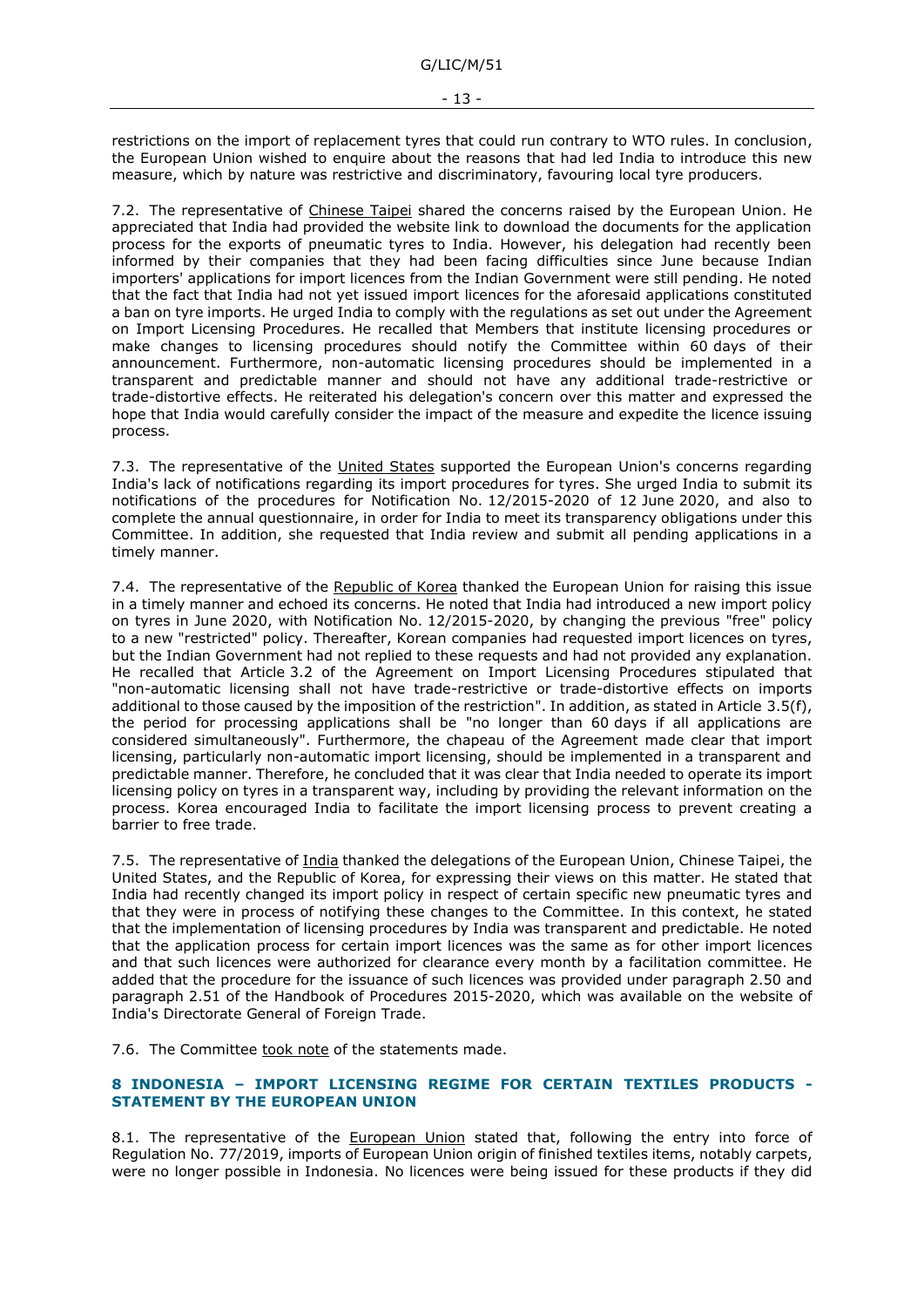restrictions on the import of replacement tyres that could run contrary to WTO rules. In conclusion, the European Union wished to enquire about the reasons that had led India to introduce this new measure, which by nature was restrictive and discriminatory, favouring local tyre producers.

7.2. The representative of Chinese Taipei shared the concerns raised by the European Union. He appreciated that India had provided the website link to download the documents for the application process for the exports of pneumatic tyres to India. However, his delegation had recently been informed by their companies that they had been facing difficulties since June because Indian importers' applications for import licences from the Indian Government were still pending. He noted that the fact that India had not yet issued import licences for the aforesaid applications constituted a ban on tyre imports. He urged India to comply with the regulations as set out under the Agreement on Import Licensing Procedures. He recalled that Members that institute licensing procedures or make changes to licensing procedures should notify the Committee within 60 days of their announcement. Furthermore, non-automatic licensing procedures should be implemented in a transparent and predictable manner and should not have any additional trade-restrictive or trade-distortive effects. He reiterated his delegation's concern over this matter and expressed the hope that India would carefully consider the impact of the measure and expedite the licence issuing process.

7.3. The representative of the United States supported the European Union's concerns regarding India's lack of notifications regarding its import procedures for tyres. She urged India to submit its notifications of the procedures for Notification No. 12/2015-2020 of 12 June 2020, and also to complete the annual questionnaire, in order for India to meet its transparency obligations under this Committee. In addition, she requested that India review and submit all pending applications in a timely manner.

7.4. The representative of the Republic of Korea thanked the European Union for raising this issue in a timely manner and echoed its concerns. He noted that India had introduced a new import policy on tyres in June 2020, with Notification No. 12/2015-2020, by changing the previous "free" policy to a new "restricted" policy. Thereafter, Korean companies had requested import licences on tyres, but the Indian Government had not replied to these requests and had not provided any explanation. He recalled that Article 3.2 of the Agreement on Import Licensing Procedures stipulated that "non-automatic licensing shall not have trade-restrictive or trade-distortive effects on imports additional to those caused by the imposition of the restriction". In addition, as stated in Article 3.5(f), the period for processing applications shall be "no longer than 60 days if all applications are considered simultaneously". Furthermore, the chapeau of the Agreement made clear that import licensing, particularly non-automatic import licensing, should be implemented in a transparent and predictable manner. Therefore, he concluded that it was clear that India needed to operate its import licensing policy on tyres in a transparent way, including by providing the relevant information on the process. Korea encouraged India to facilitate the import licensing process to prevent creating a barrier to free trade.

7.5. The representative of India thanked the delegations of the European Union, Chinese Taipei, the United States, and the Republic of Korea, for expressing their views on this matter. He stated that India had recently changed its import policy in respect of certain specific new pneumatic tyres and that they were in process of notifying these changes to the Committee. In this context, he stated that the implementation of licensing procedures by India was transparent and predictable. He noted that the application process for certain import licences was the same as for other import licences and that such licences were authorized for clearance every month by a facilitation committee. He added that the procedure for the issuance of such licences was provided under paragraph 2.50 and paragraph 2.51 of the Handbook of Procedures 2015-2020, which was available on the website of India's Directorate General of Foreign Trade.

7.6. The Committee took note of the statements made.

## 8 INDONESIA – IMPORT LICENSING REGIME FOR CERTAIN TEXTILES PRODUCTS - STATEMENT BY THE EUROPEAN UNION

8.1. The representative of the European Union stated that, following the entry into force of Regulation No. 77/2019, imports of European Union origin of finished textiles items, notably carpets, were no longer possible in Indonesia. No licences were being issued for these products if they did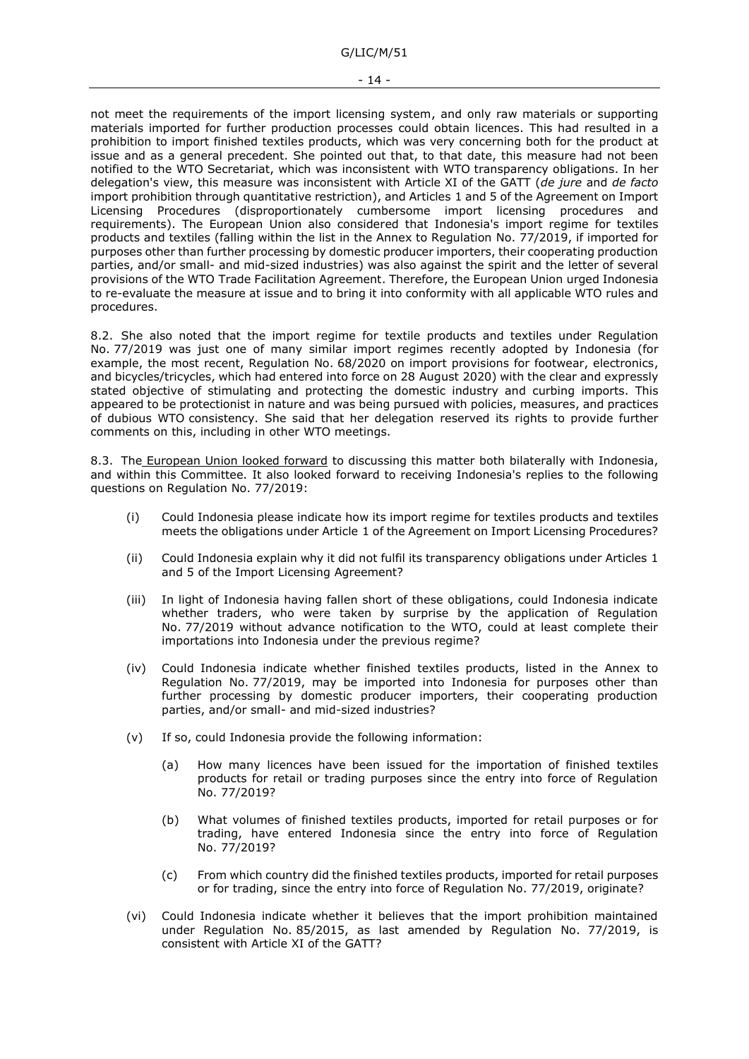not meet the requirements of the import licensing system, and only raw materials or supporting materials imported for further production processes could obtain licences. This had resulted in a prohibition to import finished textiles products, which was very concerning both for the product at issue and as a general precedent. She pointed out that, to that date, this measure had not been notified to the WTO Secretariat, which was inconsistent with WTO transparency obligations. In her delegation's view, this measure was inconsistent with Article XI of the GATT (*de jure* and *de facto* import prohibition through quantitative restriction), and Articles 1 and 5 of the Agreement on Import Licensing Procedures (disproportionately cumbersome import licensing procedures and requirements). The European Union also considered that Indonesia's import regime for textiles products and textiles (falling within the list in the Annex to Regulation No. 77/2019, if imported for purposes other than further processing by domestic producer importers, their cooperating production parties, and/or small- and mid-sized industries) was also against the spirit and the letter of several provisions of the WTO Trade Facilitation Agreement. Therefore, the European Union urged Indonesia to re-evaluate the measure at issue and to bring it into conformity with all applicable WTO rules and procedures.

8.2. She also noted that the import regime for textile products and textiles under Regulation No. 77/2019 was just one of many similar import regimes recently adopted by Indonesia (for example, the most recent, Regulation No. 68/2020 on import provisions for footwear, electronics, and bicycles/tricycles, which had entered into force on 28 August 2020) with the clear and expressly stated objective of stimulating and protecting the domestic industry and curbing imports. This appeared to be protectionist in nature and was being pursued with policies, measures, and practices of dubious WTO consistency. She said that her delegation reserved its rights to provide further comments on this, including in other WTO meetings.

8.3. The European Union looked forward to discussing this matter both bilaterally with Indonesia, and within this Committee. It also looked forward to receiving Indonesia's replies to the following questions on Regulation No. 77/2019:

(i) Could Indonesia please indicate how its import regime for textiles products and textiles meets the obligations under Article 1 of the Agreement on Import Licensing Procedures?

(ii) Could Indonesia explain why it did not fulfil its transparency obligations under Articles 1 and 5 of the Import Licensing Agreement?

(iii) In light of Indonesia having fallen short of these obligations, could Indonesia indicate whether traders, who were taken by surprise by the application of Regulation No. 77/2019 without advance notification to the WTO, could at least complete their importations into Indonesia under the previous regime?

(iv) Could Indonesia indicate whether finished textiles products, listed in the Annex to Regulation No. 77/2019, may be imported into Indonesia for purposes other than further processing by domestic producer importers, their cooperating production parties, and/or small- and mid-sized industries?

(v) If so, could Indonesia provide the following information:

  (a) How many licences have been issued for the importation of finished textiles products for retail or trading purposes since the entry into force of Regulation No. 77/2019?

  (b) What volumes of finished textiles products, imported for retail purposes or for trading, have entered Indonesia since the entry into force of Regulation No. 77/2019?

  (c) From which country did the finished textiles products, imported for retail purposes or for trading, since the entry into force of Regulation No. 77/2019, originate?

(vi) Could Indonesia indicate whether it believes that the import prohibition maintained under Regulation No. 85/2015, as last amended by Regulation No. 77/2019, is consistent with Article XI of the GATT?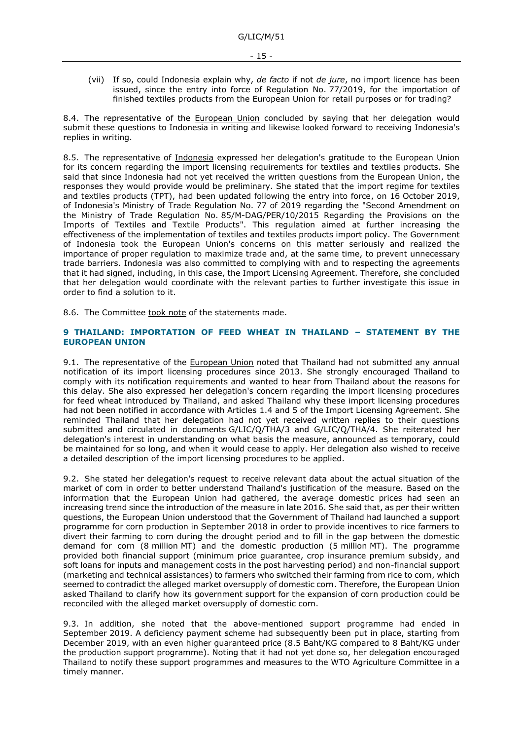(vii) If so, could Indonesia explain why, *de facto* if not *de jure*, no import licence has been issued, since the entry into force of Regulation No. 77/2019, for the importation of finished textiles products from the European Union for retail purposes or for trading?

8.4. The representative of the European Union concluded by saying that her delegation would submit these questions to Indonesia in writing and likewise looked forward to receiving Indonesia's replies in writing.

8.5. The representative of Indonesia expressed her delegation's gratitude to the European Union for its concern regarding the import licensing requirements for textiles and textiles products. She said that since Indonesia had not yet received the written questions from the European Union, the responses they would provide would be preliminary. She stated that the import regime for textiles and textiles products (TPT), had been updated following the entry into force, on 16 October 2019, of Indonesia's Ministry of Trade Regulation No. 77 of 2019 regarding the "Second Amendment on the Ministry of Trade Regulation No. 85/M-DAG/PER/10/2015 Regarding the Provisions on the Imports of Textiles and Textile Products". This regulation aimed at further increasing the effectiveness of the implementation of textiles and textiles products import policy. The Government of Indonesia took the European Union's concerns on this matter seriously and realized the importance of proper regulation to maximize trade and, at the same time, to prevent unnecessary trade barriers. Indonesia was also committed to complying with and to respecting the agreements that it had signed, including, in this case, the Import Licensing Agreement. Therefore, she concluded that her delegation would coordinate with the relevant parties to further investigate this issue in order to find a solution to it.

8.6. The Committee took note of the statements made.

## 9 THAILAND: IMPORTATION OF FEED WHEAT IN THAILAND – STATEMENT BY THE EUROPEAN UNION

9.1. The representative of the European Union noted that Thailand had not submitted any annual notification of its import licensing procedures since 2013. She strongly encouraged Thailand to comply with its notification requirements and wanted to hear from Thailand about the reasons for this delay. She also expressed her delegation's concern regarding the import licensing procedures for feed wheat introduced by Thailand, and asked Thailand why these import licensing procedures had not been notified in accordance with Articles 1.4 and 5 of the Import Licensing Agreement. She reminded Thailand that her delegation had not yet received written replies to their questions submitted and circulated in documents G/LIC/Q/THA/3 and G/LIC/Q/THA/4. She reiterated her delegation's interest in understanding on what basis the measure, announced as temporary, could be maintained for so long, and when it would cease to apply. Her delegation also wished to receive a detailed description of the import licensing procedures to be applied.

9.2. She stated her delegation's request to receive relevant data about the actual situation of the market of corn in order to better understand Thailand's justification of the measure. Based on the information that the European Union had gathered, the average domestic prices had seen an increasing trend since the introduction of the measure in late 2016. She said that, as per their written questions, the European Union understood that the Government of Thailand had launched a support programme for corn production in September 2018 in order to provide incentives to rice farmers to divert their farming to corn during the drought period and to fill in the gap between the domestic demand for corn (8 million MT) and the domestic production (5 million MT). The programme provided both financial support (minimum price guarantee, crop insurance premium subsidy, and soft loans for inputs and management costs in the post harvesting period) and non-financial support (marketing and technical assistances) to farmers who switched their farming from rice to corn, which seemed to contradict the alleged market oversupply of domestic corn. Therefore, the European Union asked Thailand to clarify how its government support for the expansion of corn production could be reconciled with the alleged market oversupply of domestic corn.

9.3. In addition, she noted that the above-mentioned support programme had ended in September 2019. A deficiency payment scheme had subsequently been put in place, starting from December 2019, with an even higher guaranteed price (8.5 Baht/KG compared to 8 Baht/KG under the production support programme). Noting that it had not yet done so, her delegation encouraged Thailand to notify these support programmes and measures to the WTO Agriculture Committee in a timely manner.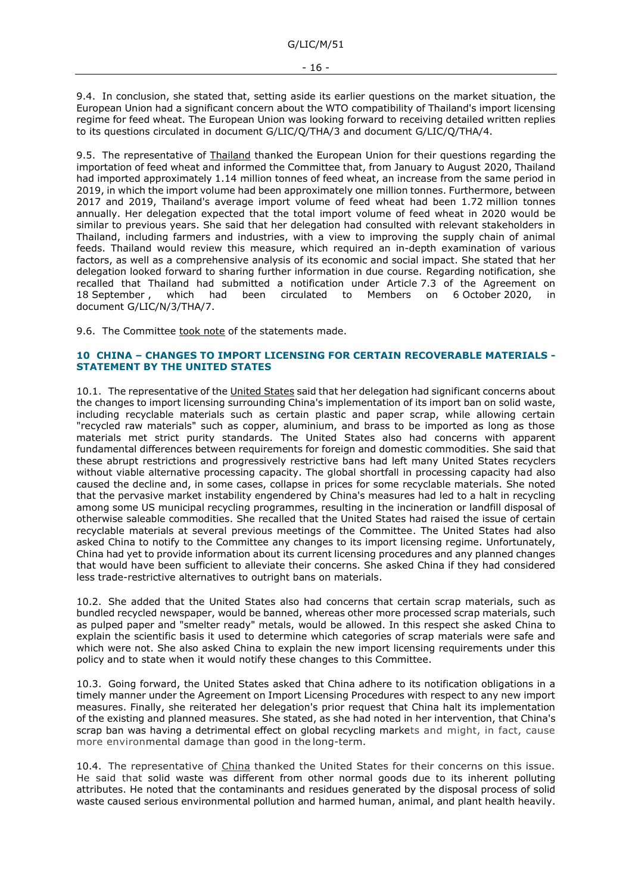9.4. In conclusion, she stated that, setting aside its earlier questions on the market situation, the European Union had a significant concern about the WTO compatibility of Thailand's import licensing regime for feed wheat. The European Union was looking forward to receiving detailed written replies to its questions circulated in document G/LIC/Q/THA/3 and document G/LIC/Q/THA/4.

9.5. The representative of Thailand thanked the European Union for their questions regarding the importation of feed wheat and informed the Committee that, from January to August 2020, Thailand had imported approximately 1.14 million tonnes of feed wheat, an increase from the same period in 2019, in which the import volume had been approximately one million tonnes. Furthermore, between 2017 and 2019, Thailand's average import volume of feed wheat had been 1.72 million tonnes annually. Her delegation expected that the total import volume of feed wheat in 2020 would be similar to previous years. She said that her delegation had consulted with relevant stakeholders in Thailand, including farmers and industries, with a view to improving the supply chain of animal feeds. Thailand would review this measure, which required an in-depth examination of various factors, as well as a comprehensive analysis of its economic and social impact. She stated that her delegation looked forward to sharing further information in due course. Regarding notification, she recalled that Thailand had submitted a notification under Article 7.3 of the Agreement on 18 September, which had been circulated to Members on 6 October 2020, in document G/LIC/N/3/THA/7.

9.6. The Committee took note of the statements made.

## 10 CHINA – CHANGES TO IMPORT LICENSING FOR CERTAIN RECOVERABLE MATERIALS - STATEMENT BY THE UNITED STATES

10.1. The representative of the United States said that her delegation had significant concerns about the changes to import licensing surrounding China's implementation of its import ban on solid waste, including recyclable materials such as certain plastic and paper scrap, while allowing certain "recycled raw materials" such as copper, aluminium, and brass to be imported as long as those materials met strict purity standards. The United States also had concerns with apparent fundamental differences between requirements for foreign and domestic commodities. She said that these abrupt restrictions and progressively restrictive bans had left many United States recyclers without viable alternative processing capacity. The global shortfall in processing capacity had also caused the decline and, in some cases, collapse in prices for some recyclable materials. She noted that the pervasive market instability engendered by China's measures had led to a halt in recycling among some US municipal recycling programmes, resulting in the incineration or landfill disposal of otherwise saleable commodities. She recalled that the United States had raised the issue of certain recyclable materials at several previous meetings of the Committee. The United States had also asked China to notify to the Committee any changes to its import licensing regime. Unfortunately, China had yet to provide information about its current licensing procedures and any planned changes that would have been sufficient to alleviate their concerns. She asked China if they had considered less trade-restrictive alternatives to outright bans on materials.

10.2. She added that the United States also had concerns that certain scrap materials, such as bundled recycled newspaper, would be banned, whereas other more processed scrap materials, such as pulped paper and "smelter ready" metals, would be allowed. In this respect she asked China to explain the scientific basis it used to determine which categories of scrap materials were safe and which were not. She also asked China to explain the new import licensing requirements under this policy and to state when it would notify these changes to this Committee.

10.3. Going forward, the United States asked that China adhere to its notification obligations in a timely manner under the Agreement on Import Licensing Procedures with respect to any new import measures. Finally, she reiterated her delegation's prior request that China halt its implementation of the existing and planned measures. She stated, as she had noted in her intervention, that China's scrap ban was having a detrimental effect on global recycling markets and might, in fact, cause more environmental damage than good in the long-term.

10.4. The representative of China thanked the United States for their concerns on this issue. He said that solid waste was different from other normal goods due to its inherent polluting attributes. He noted that the contaminants and residues generated by the disposal process of solid waste caused serious environmental pollution and harmed human, animal, and plant health heavily.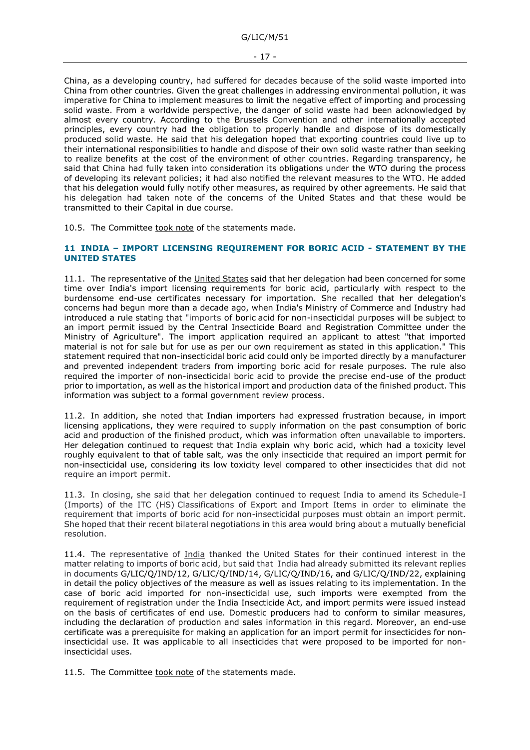China, as a developing country, had suffered for decades because of the solid waste imported into China from other countries. Given the great challenges in addressing environmental pollution, it was imperative for China to implement measures to limit the negative effect of importing and processing solid waste. From a worldwide perspective, the danger of solid waste had been acknowledged by almost every country. According to the Brussels Convention and other internationally accepted principles, every country had the obligation to properly handle and dispose of its domestically produced solid waste. He said that his delegation hoped that exporting countries could live up to their international responsibilities to handle and dispose of their own solid waste rather than seeking to realize benefits at the cost of the environment of other countries. Regarding transparency, he said that China had fully taken into consideration its obligations under the WTO during the process of developing its relevant policies; it had also notified the relevant measures to the WTO. He added that his delegation would fully notify other measures, as required by other agreements. He said that his delegation had taken note of the concerns of the United States and that these would be transmitted to their Capital in due course.

10.5. The Committee took note of the statements made.

## 11 INDIA – IMPORT LICENSING REQUIREMENT FOR BORIC ACID - STATEMENT BY THE UNITED STATES

11.1. The representative of the United States said that her delegation had been concerned for some time over India's import licensing requirements for boric acid, particularly with respect to the burdensome end-use certificates necessary for importation. She recalled that her delegation's concerns had begun more than a decade ago, when India's Ministry of Commerce and Industry had introduced a rule stating that "imports of boric acid for non-insecticidal purposes will be subject to an import permit issued by the Central Insecticide Board and Registration Committee under the Ministry of Agriculture". The import application required an applicant to attest "that imported material is not for sale but for use as per our own requirement as stated in this application." This statement required that non-insecticidal boric acid could only be imported directly by a manufacturer and prevented independent traders from importing boric acid for resale purposes. The rule also required the importer of non-insecticidal boric acid to provide the precise end-use of the product prior to importation, as well as the historical import and production data of the finished product. This information was subject to a formal government review process.

11.2. In addition, she noted that Indian importers had expressed frustration because, in import licensing applications, they were required to supply information on the past consumption of boric acid and production of the finished product, which was information often unavailable to importers. Her delegation continued to request that India explain why boric acid, which had a toxicity level roughly equivalent to that of table salt, was the only insecticide that required an import permit for non-insecticidal use, considering its low toxicity level compared to other insecticides that did not require an import permit.

11.3. In closing, she said that her delegation continued to request India to amend its Schedule-I (Imports) of the ITC (HS) Classifications of Export and Import Items in order to eliminate the requirement that imports of boric acid for non-insecticidal purposes must obtain an import permit. She hoped that their recent bilateral negotiations in this area would bring about a mutually beneficial resolution.

11.4. The representative of India thanked the United States for their continued interest in the matter relating to imports of boric acid, but said that India had already submitted its relevant replies in documents G/LIC/Q/IND/12, G/LIC/Q/IND/14, G/LIC/Q/IND/16, and G/LIC/Q/IND/22, explaining in detail the policy objectives of the measure as well as issues relating to its implementation. In the case of boric acid imported for non-insecticidal use, such imports were exempted from the requirement of registration under the India Insecticide Act, and import permits were issued instead on the basis of certificates of end use. Domestic producers had to conform to similar measures, including the declaration of production and sales information in this regard. Moreover, an end-use certificate was a prerequisite for making an application for an import permit for insecticides for non-insecticidal use. It was applicable to all insecticides that were proposed to be imported for non-insecticidal uses.

11.5. The Committee took note of the statements made.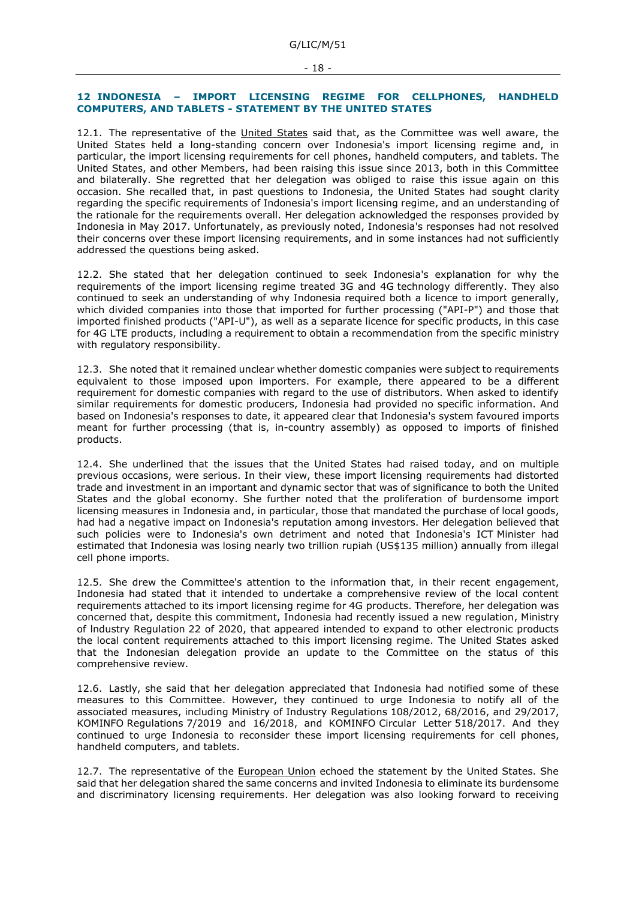## 12 INDONESIA – IMPORT LICENSING REGIME FOR CELLPHONES, HANDHELD COMPUTERS, AND TABLETS - STATEMENT BY THE UNITED STATES

12.1. The representative of the United States said that, as the Committee was well aware, the United States held a long-standing concern over Indonesia's import licensing regime and, in particular, the import licensing requirements for cell phones, handheld computers, and tablets. The United States, and other Members, had been raising this issue since 2013, both in this Committee and bilaterally. She regretted that her delegation was obliged to raise this issue again on this occasion. She recalled that, in past questions to Indonesia, the United States had sought clarity regarding the specific requirements of Indonesia's import licensing regime, and an understanding of the rationale for the requirements overall. Her delegation acknowledged the responses provided by Indonesia in May 2017. Unfortunately, as previously noted, Indonesia's responses had not resolved their concerns over these import licensing requirements, and in some instances had not sufficiently addressed the questions being asked.

12.2. She stated that her delegation continued to seek Indonesia's explanation for why the requirements of the import licensing regime treated 3G and 4G technology differently. They also continued to seek an understanding of why Indonesia required both a licence to import generally, which divided companies into those that imported for further processing ("API-P") and those that imported finished products ("API-U"), as well as a separate licence for specific products, in this case for 4G LTE products, including a requirement to obtain a recommendation from the specific ministry with regulatory responsibility.

12.3. She noted that it remained unclear whether domestic companies were subject to requirements equivalent to those imposed upon importers. For example, there appeared to be a different requirement for domestic companies with regard to the use of distributors. When asked to identify similar requirements for domestic producers, Indonesia had provided no specific information. And based on Indonesia's responses to date, it appeared clear that Indonesia's system favoured imports meant for further processing (that is, in-country assembly) as opposed to imports of finished products.

12.4. She underlined that the issues that the United States had raised today, and on multiple previous occasions, were serious. In their view, these import licensing requirements had distorted trade and investment in an important and dynamic sector that was of significance to both the United States and the global economy. She further noted that the proliferation of burdensome import licensing measures in Indonesia and, in particular, those that mandated the purchase of local goods, had had a negative impact on Indonesia's reputation among investors. Her delegation believed that such policies were to Indonesia's own detriment and noted that Indonesia's ICT Minister had estimated that Indonesia was losing nearly two trillion rupiah (US$135 million) annually from illegal cell phone imports.

12.5. She drew the Committee's attention to the information that, in their recent engagement, Indonesia had stated that it intended to undertake a comprehensive review of the local content requirements attached to its import licensing regime for 4G products. Therefore, her delegation was concerned that, despite this commitment, Indonesia had recently issued a new regulation, Ministry of Industry Regulation 22 of 2020, that appeared intended to expand to other electronic products the local content requirements attached to this import licensing regime. The United States asked that the Indonesian delegation provide an update to the Committee on the status of this comprehensive review.

12.6. Lastly, she said that her delegation appreciated that Indonesia had notified some of these measures to this Committee. However, they continued to urge Indonesia to notify all of the associated measures, including Ministry of Industry Regulations 108/2012, 68/2016, and 29/2017, KOMINFO Regulations 7/2019 and 16/2018, and KOMINFO Circular Letter 518/2017. And they continued to urge Indonesia to reconsider these import licensing requirements for cell phones, handheld computers, and tablets.

12.7. The representative of the European Union echoed the statement by the United States. She said that her delegation shared the same concerns and invited Indonesia to eliminate its burdensome and discriminatory licensing requirements. Her delegation was also looking forward to receiving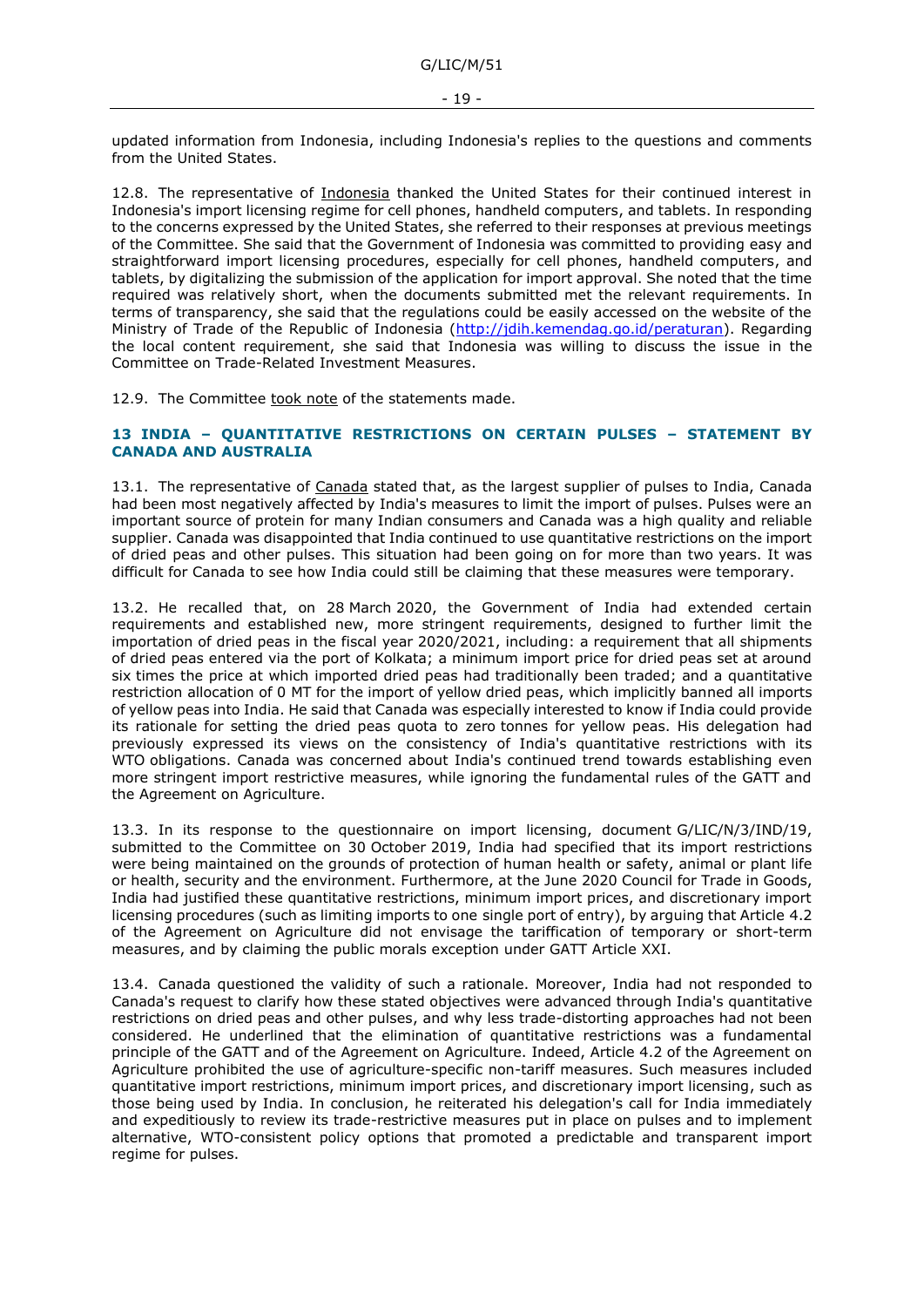updated information from Indonesia, including Indonesia's replies to the questions and comments from the United States.

12.8. The representative of Indonesia thanked the United States for their continued interest in Indonesia's import licensing regime for cell phones, handheld computers, and tablets. In responding to the concerns expressed by the United States, she referred to their responses at previous meetings of the Committee. She said that the Government of Indonesia was committed to providing easy and straightforward import licensing procedures, especially for cell phones, handheld computers, and tablets, by digitalizing the submission of the application for import approval. She noted that the time required was relatively short, when the documents submitted met the relevant requirements. In terms of transparency, she said that the regulations could be easily accessed on the website of the Ministry of Trade of the Republic of Indonesia (http://jdih.kemendag.go.id/peraturan). Regarding the local content requirement, she said that Indonesia was willing to discuss the issue in the Committee on Trade-Related Investment Measures.

12.9. The Committee took note of the statements made.

## 13 INDIA – QUANTITATIVE RESTRICTIONS ON CERTAIN PULSES – STATEMENT BY CANADA AND AUSTRALIA

13.1. The representative of Canada stated that, as the largest supplier of pulses to India, Canada had been most negatively affected by India's measures to limit the import of pulses. Pulses were an important source of protein for many Indian consumers and Canada was a high quality and reliable supplier. Canada was disappointed that India continued to use quantitative restrictions on the import of dried peas and other pulses. This situation had been going on for more than two years. It was difficult for Canada to see how India could still be claiming that these measures were temporary.

13.2. He recalled that, on 28 March 2020, the Government of India had extended certain requirements and established new, more stringent requirements, designed to further limit the importation of dried peas in the fiscal year 2020/2021, including: a requirement that all shipments of dried peas entered via the port of Kolkata; a minimum import price for dried peas set at around six times the price at which imported dried peas had traditionally been traded; and a quantitative restriction allocation of 0 MT for the import of yellow dried peas, which implicitly banned all imports of yellow peas into India. He said that Canada was especially interested to know if India could provide its rationale for setting the dried peas quota to zero tonnes for yellow peas. His delegation had previously expressed its views on the consistency of India's quantitative restrictions with its WTO obligations. Canada was concerned about India's continued trend towards establishing even more stringent import restrictive measures, while ignoring the fundamental rules of the GATT and the Agreement on Agriculture.

13.3. In its response to the questionnaire on import licensing, document G/LIC/N/3/IND/19, submitted to the Committee on 30 October 2019, India had specified that its import restrictions were being maintained on the grounds of protection of human health or safety, animal or plant life or health, security and the environment. Furthermore, at the June 2020 Council for Trade in Goods, India had justified these quantitative restrictions, minimum import prices, and discretionary import licensing procedures (such as limiting imports to one single port of entry), by arguing that Article 4.2 of the Agreement on Agriculture did not envisage the tariffication of temporary or short-term measures, and by claiming the public morals exception under GATT Article XXI.

13.4. Canada questioned the validity of such a rationale. Moreover, India had not responded to Canada's request to clarify how these stated objectives were advanced through India's quantitative restrictions on dried peas and other pulses, and why less trade-distorting approaches had not been considered. He underlined that the elimination of quantitative restrictions was a fundamental principle of the GATT and of the Agreement on Agriculture. Indeed, Article 4.2 of the Agreement on Agriculture prohibited the use of agriculture-specific non-tariff measures. Such measures included quantitative import restrictions, minimum import prices, and discretionary import licensing, such as those being used by India. In conclusion, he reiterated his delegation's call for India immediately and expeditiously to review its trade-restrictive measures put in place on pulses and to implement alternative, WTO-consistent policy options that promoted a predictable and transparent import regime for pulses.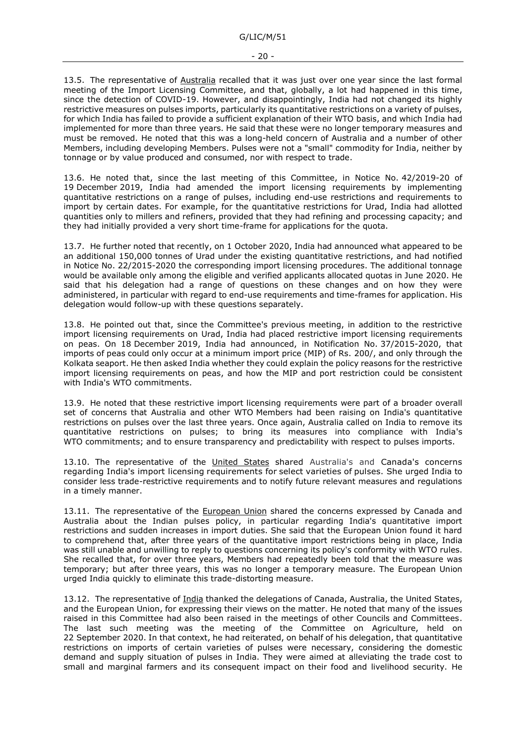13.5. The representative of Australia recalled that it was just over one year since the last formal meeting of the Import Licensing Committee, and that, globally, a lot had happened in this time, since the detection of COVID-19. However, and disappointingly, India had not changed its highly restrictive measures on pulses imports, particularly its quantitative restrictions on a variety of pulses, for which India has failed to provide a sufficient explanation of their WTO basis, and which India had implemented for more than three years. He said that these were no longer temporary measures and must be removed. He noted that this was a long-held concern of Australia and a number of other Members, including developing Members. Pulses were not a "small" commodity for India, neither by tonnage or by value produced and consumed, nor with respect to trade.

13.6. He noted that, since the last meeting of this Committee, in Notice No. 42/2019-20 of 19 December 2019, India had amended the import licensing requirements by implementing quantitative restrictions on a range of pulses, including end-use restrictions and requirements to import by certain dates. For example, for the quantitative restrictions for Urad, India had allotted quantities only to millers and refiners, provided that they had refining and processing capacity; and they had initially provided a very short time-frame for applications for the quota.

13.7. He further noted that recently, on 1 October 2020, India had announced what appeared to be an additional 150,000 tonnes of Urad under the existing quantitative restrictions, and had notified in Notice No. 22/2015-2020 the corresponding import licensing procedures. The additional tonnage would be available only among the eligible and verified applicants allocated quotas in June 2020. He said that his delegation had a range of questions on these changes and on how they were administered, in particular with regard to end-use requirements and time-frames for application. His delegation would follow-up with these questions separately.

13.8. He pointed out that, since the Committee's previous meeting, in addition to the restrictive import licensing requirements on Urad, India had placed restrictive import licensing requirements on peas. On 18 December 2019, India had announced, in Notification No. 37/2015-2020, that imports of peas could only occur at a minimum import price (MIP) of Rs. 200/, and only through the Kolkata seaport. He then asked India whether they could explain the policy reasons for the restrictive import licensing requirements on peas, and how the MIP and port restriction could be consistent with India's WTO commitments.

13.9. He noted that these restrictive import licensing requirements were part of a broader overall set of concerns that Australia and other WTO Members had been raising on India's quantitative restrictions on pulses over the last three years. Once again, Australia called on India to remove its quantitative restrictions on pulses; to bring its measures into compliance with India's WTO commitments; and to ensure transparency and predictability with respect to pulses imports.

13.10. The representative of the United States shared Australia's and Canada's concerns regarding India's import licensing requirements for select varieties of pulses. She urged India to consider less trade-restrictive requirements and to notify future relevant measures and regulations in a timely manner.

13.11. The representative of the European Union shared the concerns expressed by Canada and Australia about the Indian pulses policy, in particular regarding India's quantitative import restrictions and sudden increases in import duties. She said that the European Union found it hard to comprehend that, after three years of the quantitative import restrictions being in place, India was still unable and unwilling to reply to questions concerning its policy's conformity with WTO rules. She recalled that, for over three years, Members had repeatedly been told that the measure was temporary; but after three years, this was no longer a temporary measure. The European Union urged India quickly to eliminate this trade-distorting measure.

13.12. The representative of India thanked the delegations of Canada, Australia, the United States, and the European Union, for expressing their views on the matter. He noted that many of the issues raised in this Committee had also been raised in the meetings of other Councils and Committees. The last such meeting was the meeting of the Committee on Agriculture, held on 22 September 2020. In that context, he had reiterated, on behalf of his delegation, that quantitative restrictions on imports of certain varieties of pulses were necessary, considering the domestic demand and supply situation of pulses in India. They were aimed at alleviating the trade cost to small and marginal farmers and its consequent impact on their food and livelihood security. He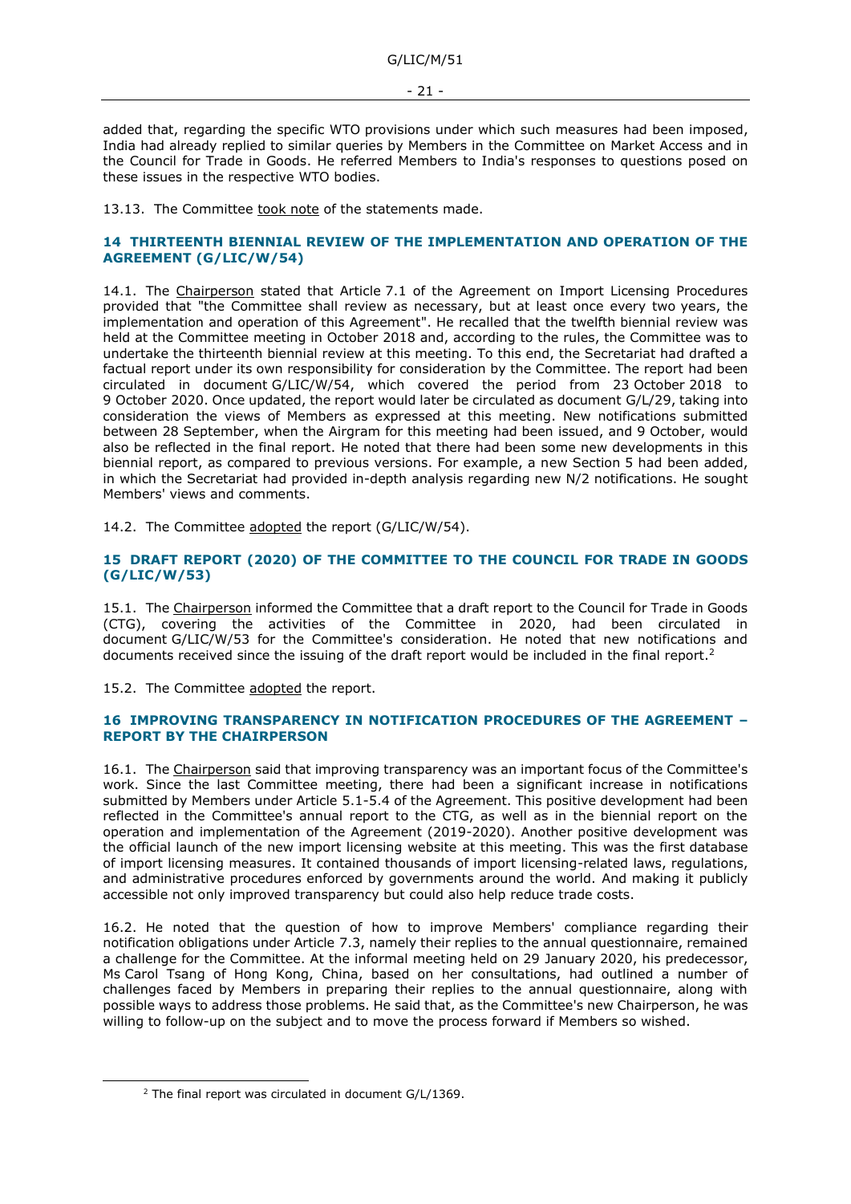added that, regarding the specific WTO provisions under which such measures had been imposed, India had already replied to similar queries by Members in the Committee on Market Access and in the Council for Trade in Goods. He referred Members to India's responses to questions posed on these issues in the respective WTO bodies.

13.13. The Committee took note of the statements made.

## 14 THIRTEENTH BIENNIAL REVIEW OF THE IMPLEMENTATION AND OPERATION OF THE AGREEMENT (G/LIC/W/54)

14.1. The Chairperson stated that Article 7.1 of the Agreement on Import Licensing Procedures provided that "the Committee shall review as necessary, but at least once every two years, the implementation and operation of this Agreement". He recalled that the twelfth biennial review was held at the Committee meeting in October 2018 and, according to the rules, the Committee was to undertake the thirteenth biennial review at this meeting. To this end, the Secretariat had drafted a factual report under its own responsibility for consideration by the Committee. The report had been circulated in document G/LIC/W/54, which covered the period from 23 October 2018 to 9 October 2020. Once updated, the report would later be circulated as document G/L/29, taking into consideration the views of Members as expressed at this meeting. New notifications submitted between 28 September, when the Airgram for this meeting had been issued, and 9 October, would also be reflected in the final report. He noted that there had been some new developments in this biennial report, as compared to previous versions. For example, a new Section 5 had been added, in which the Secretariat had provided in-depth analysis regarding new N/2 notifications. He sought Members' views and comments.

14.2. The Committee adopted the report (G/LIC/W/54).

## 15 DRAFT REPORT (2020) OF THE COMMITTEE TO THE COUNCIL FOR TRADE IN GOODS (G/LIC/W/53)

15.1. The Chairperson informed the Committee that a draft report to the Council for Trade in Goods (CTG), covering the activities of the Committee in 2020, had been circulated in document G/LIC/W/53 for the Committee's consideration. He noted that new notifications and documents received since the issuing of the draft report would be included in the final report.[2]

15.2. The Committee adopted the report.

## 16 IMPROVING TRANSPARENCY IN NOTIFICATION PROCEDURES OF THE AGREEMENT – REPORT BY THE CHAIRPERSON

16.1. The Chairperson said that improving transparency was an important focus of the Committee's work. Since the last Committee meeting, there had been a significant increase in notifications submitted by Members under Article 5.1-5.4 of the Agreement. This positive development had been reflected in the Committee's annual report to the CTG, as well as in the biennial report on the operation and implementation of the Agreement (2019-2020). Another positive development was the official launch of the new import licensing website at this meeting. This was the first database of import licensing measures. It contained thousands of import licensing-related laws, regulations, and administrative procedures enforced by governments around the world. And making it publicly accessible not only improved transparency but could also help reduce trade costs.

16.2. He noted that the question of how to improve Members' compliance regarding their notification obligations under Article 7.3, namely their replies to the annual questionnaire, remained a challenge for the Committee. At the informal meeting held on 29 January 2020, his predecessor, Ms Carol Tsang of Hong Kong, China, based on her consultations, had outlined a number of challenges faced by Members in preparing their replies to the annual questionnaire, along with possible ways to address those problems. He said that, as the Committee's new Chairperson, he was willing to follow-up on the subject and to move the process forward if Members so wished.

[2] The final report was circulated in document G/L/1369.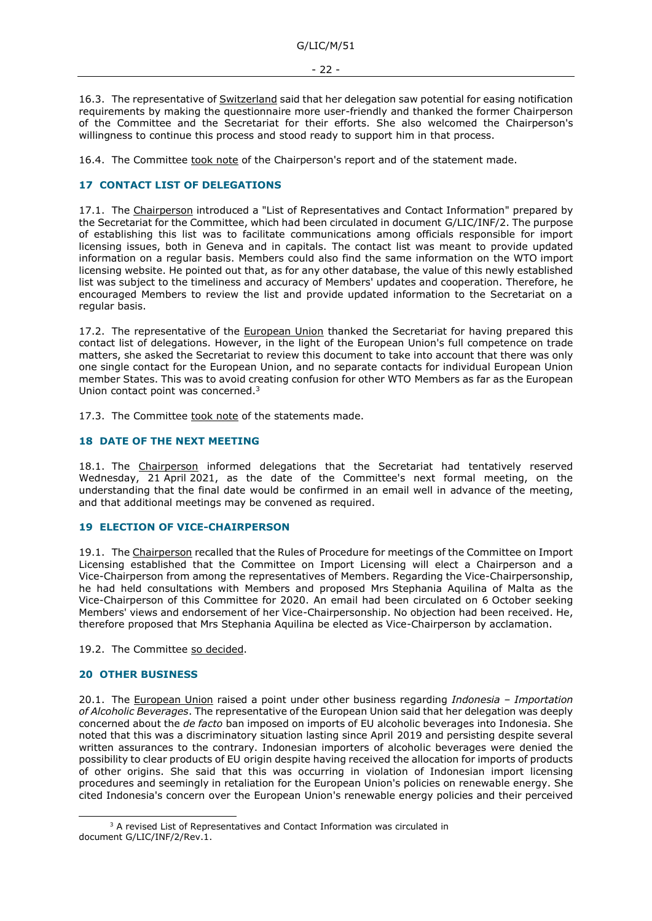16.3. The representative of Switzerland said that her delegation saw potential for easing notification requirements by making the questionnaire more user-friendly and thanked the former Chairperson of the Committee and the Secretariat for their efforts. She also welcomed the Chairperson's willingness to continue this process and stood ready to support him in that process.

16.4. The Committee took note of the Chairperson's report and of the statement made.

## 17 CONTACT LIST OF DELEGATIONS

17.1. The Chairperson introduced a "List of Representatives and Contact Information" prepared by the Secretariat for the Committee, which had been circulated in document G/LIC/INF/2. The purpose of establishing this list was to facilitate communications among officials responsible for import licensing issues, both in Geneva and in capitals. The contact list was meant to provide updated information on a regular basis. Members could also find the same information on the WTO import licensing website. He pointed out that, as for any other database, the value of this newly established list was subject to the timeliness and accuracy of Members' updates and cooperation. Therefore, he encouraged Members to review the list and provide updated information to the Secretariat on a regular basis.

17.2. The representative of the European Union thanked the Secretariat for having prepared this contact list of delegations. However, in the light of the European Union's full competence on trade matters, she asked the Secretariat to review this document to take into account that there was only one single contact for the European Union, and no separate contacts for individual European Union member States. This was to avoid creating confusion for other WTO Members as far as the European Union contact point was concerned.[3]

17.3. The Committee took note of the statements made.

## 18 DATE OF THE NEXT MEETING

18.1. The Chairperson informed delegations that the Secretariat had tentatively reserved Wednesday, 21 April 2021, as the date of the Committee's next formal meeting, on the understanding that the final date would be confirmed in an email well in advance of the meeting, and that additional meetings may be convened as required.

## 19 ELECTION OF VICE-CHAIRPERSON

19.1. The Chairperson recalled that the Rules of Procedure for meetings of the Committee on Import Licensing established that the Committee on Import Licensing will elect a Chairperson and a Vice-Chairperson from among the representatives of Members. Regarding the Vice-Chairpersonship, he had held consultations with Members and proposed Mrs Stephania Aquilina of Malta as the Vice-Chairperson of this Committee for 2020. An email had been circulated on 6 October seeking Members' views and endorsement of her Vice-Chairpersonship. No objection had been received. He, therefore proposed that Mrs Stephania Aquilina be elected as Vice-Chairperson by acclamation.

19.2. The Committee so decided.

## 20 OTHER BUSINESS

20.1. The European Union raised a point under other business regarding *Indonesia – Importation of Alcoholic Beverages*. The representative of the European Union said that her delegation was deeply concerned about the *de facto* ban imposed on imports of EU alcoholic beverages into Indonesia. She noted that this was a discriminatory situation lasting since April 2019 and persisting despite several written assurances to the contrary. Indonesian importers of alcoholic beverages were denied the possibility to clear products of EU origin despite having received the allocation for imports of products of other origins. She said that this was occurring in violation of Indonesian import licensing procedures and seemingly in retaliation for the European Union's policies on renewable energy. She cited Indonesia's concern over the European Union's renewable energy policies and their perceived

---

[3] A revised List of Representatives and Contact Information was circulated in document G/LIC/INF/2/Rev.1.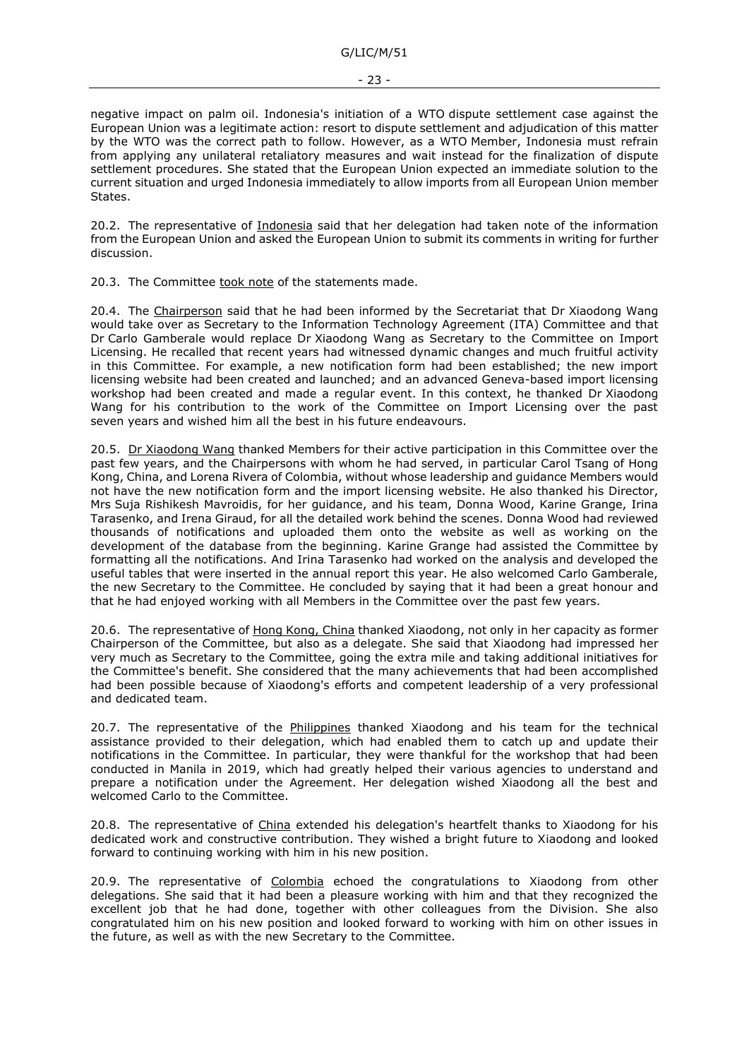negative impact on palm oil. Indonesia's initiation of a WTO dispute settlement case against the European Union was a legitimate action: resort to dispute settlement and adjudication of this matter by the WTO was the correct path to follow. However, as a WTO Member, Indonesia must refrain from applying any unilateral retaliatory measures and wait instead for the finalization of dispute settlement procedures. She stated that the European Union expected an immediate solution to the current situation and urged Indonesia immediately to allow imports from all European Union member States.

20.2. The representative of Indonesia said that her delegation had taken note of the information from the European Union and asked the European Union to submit its comments in writing for further discussion.

20.3. The Committee took note of the statements made.

20.4. The Chairperson said that he had been informed by the Secretariat that Dr Xiaodong Wang would take over as Secretary to the Information Technology Agreement (ITA) Committee and that Dr Carlo Gamberale would replace Dr Xiaodong Wang as Secretary to the Committee on Import Licensing. He recalled that recent years had witnessed dynamic changes and much fruitful activity in this Committee. For example, a new notification form had been established; the new import licensing website had been created and launched; and an advanced Geneva-based import licensing workshop had been created and made a regular event. In this context, he thanked Dr Xiaodong Wang for his contribution to the work of the Committee on Import Licensing over the past seven years and wished him all the best in his future endeavours.

20.5. Dr Xiaodong Wang thanked Members for their active participation in this Committee over the past few years, and the Chairpersons with whom he had served, in particular Carol Tsang of Hong Kong, China, and Lorena Rivera of Colombia, without whose leadership and guidance Members would not have the new notification form and the import licensing website. He also thanked his Director, Mrs Suja Rishikesh Mavroidis, for her guidance, and his team, Donna Wood, Karine Grange, Irina Tarasenko, and Irena Giraud, for all the detailed work behind the scenes. Donna Wood had reviewed thousands of notifications and uploaded them onto the website as well as working on the development of the database from the beginning. Karine Grange had assisted the Committee by formatting all the notifications. And Irina Tarasenko had worked on the analysis and developed the useful tables that were inserted in the annual report this year. He also welcomed Carlo Gamberale, the new Secretary to the Committee. He concluded by saying that it had been a great honour and that he had enjoyed working with all Members in the Committee over the past few years.

20.6. The representative of Hong Kong, China thanked Xiaodong, not only in her capacity as former Chairperson of the Committee, but also as a delegate. She said that Xiaodong had impressed her very much as Secretary to the Committee, going the extra mile and taking additional initiatives for the Committee's benefit. She considered that the many achievements that had been accomplished had been possible because of Xiaodong's efforts and competent leadership of a very professional and dedicated team.

20.7. The representative of the Philippines thanked Xiaodong and his team for the technical assistance provided to their delegation, which had enabled them to catch up and update their notifications in the Committee. In particular, they were thankful for the workshop that had been conducted in Manila in 2019, which had greatly helped their various agencies to understand and prepare a notification under the Agreement. Her delegation wished Xiaodong all the best and welcomed Carlo to the Committee.

20.8. The representative of China extended his delegation's heartfelt thanks to Xiaodong for his dedicated work and constructive contribution. They wished a bright future to Xiaodong and looked forward to continuing working with him in his new position.

20.9. The representative of Colombia echoed the congratulations to Xiaodong from other delegations. She said that it had been a pleasure working with him and that they recognized the excellent job that he had done, together with other colleagues from the Division. She also congratulated him on his new position and looked forward to working with him on other issues in the future, as well as with the new Secretary to the Committee.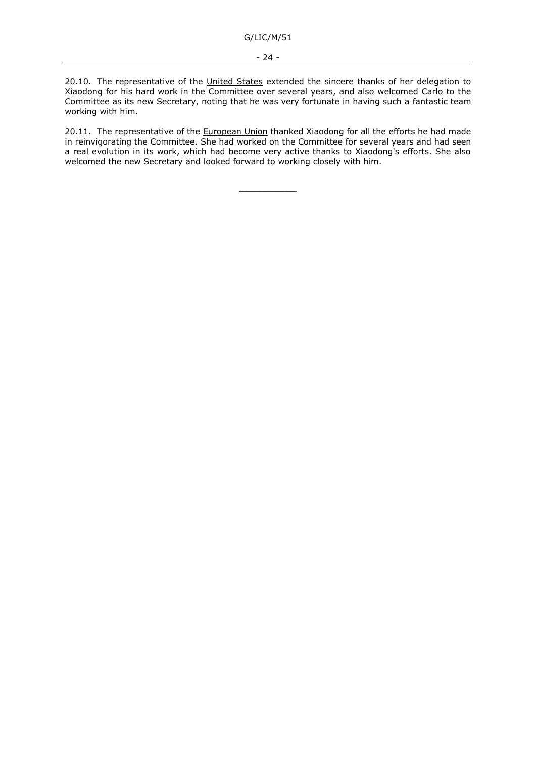20.10. The representative of the United States extended the sincere thanks of her delegation to Xiaodong for his hard work in the Committee over several years, and also welcomed Carlo to the Committee as its new Secretary, noting that he was very fortunate in having such a fantastic team working with him.

20.11. The representative of the European Union thanked Xiaodong for all the efforts he had made in reinvigorating the Committee. She had worked on the Committee for several years and had seen a real evolution in its work, which had become very active thanks to Xiaodong's efforts. She also welcomed the new Secretary and looked forward to working closely with him.

__________